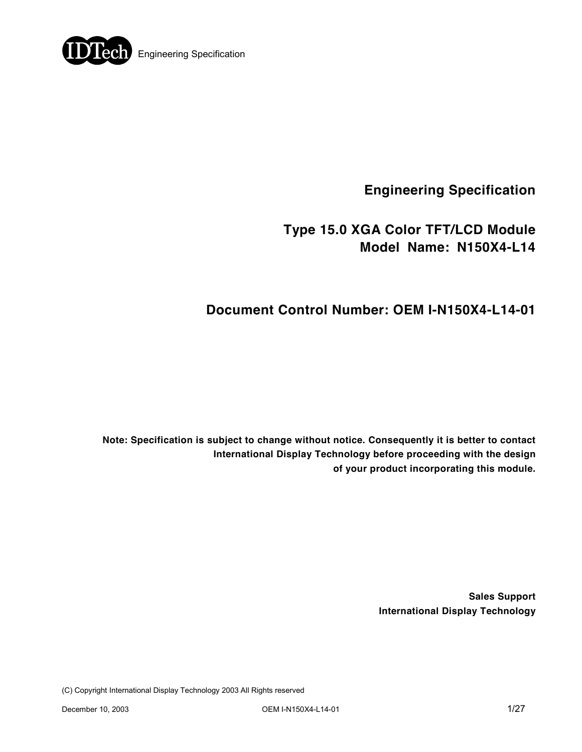# Engineering Specification

## Type 15.0 XGA Color TFT/LCD Module
## Model Name: N150X4-L14

## Document Control Number: OEM I-N150X4-L14-01

**Note: Specification is subject to change without notice. Consequently it is better to contact International Display Technology before proceeding with the design of your product incorporating this module.**

**Sales Support**
**International Display Technology**

(C) Copyright International Display Technology 2003 All Rights reserved

December 10, 2003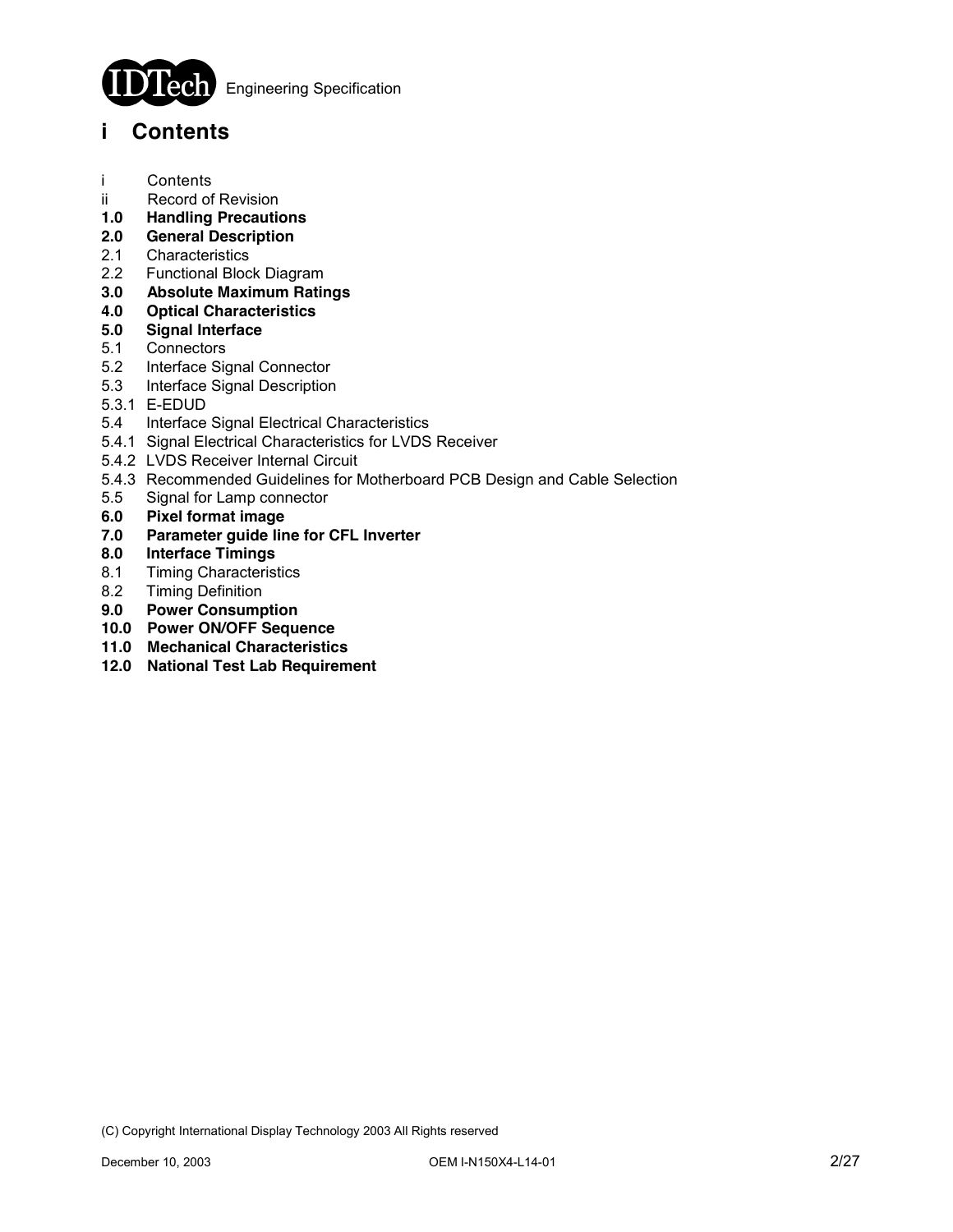# i Contents

i Contents
ii Record of Revision
**1.0 Handling Precautions**
**2.0 General Description**
2.1 Characteristics
2.2 Functional Block Diagram
**3.0 Absolute Maximum Ratings**
**4.0 Optical Characteristics**
**5.0 Signal Interface**
5.1 Connectors
5.2 Interface Signal Connector
5.3 Interface Signal Description
5.3.1 E-EDUD
5.4 Interface Signal Electrical Characteristics
5.4.1 Signal Electrical Characteristics for LVDS Receiver
5.4.2 LVDS Receiver Internal Circuit
5.4.3 Recommended Guidelines for Motherboard PCB Design and Cable Selection
5.5 Signal for Lamp connector
**6.0 Pixel format image**
**7.0 Parameter guide line for CFL Inverter**
**8.0 Interface Timings**
8.1 Timing Characteristics
8.2 Timing Definition
**9.0 Power Consumption**
**10.0 Power ON/OFF Sequence**
**11.0 Mechanical Characteristics**
**12.0 National Test Lab Requirement**

(C) Copyright International Display Technology 2003 All Rights reserved

December 10, 2003 OEM I-N150X4-L14-01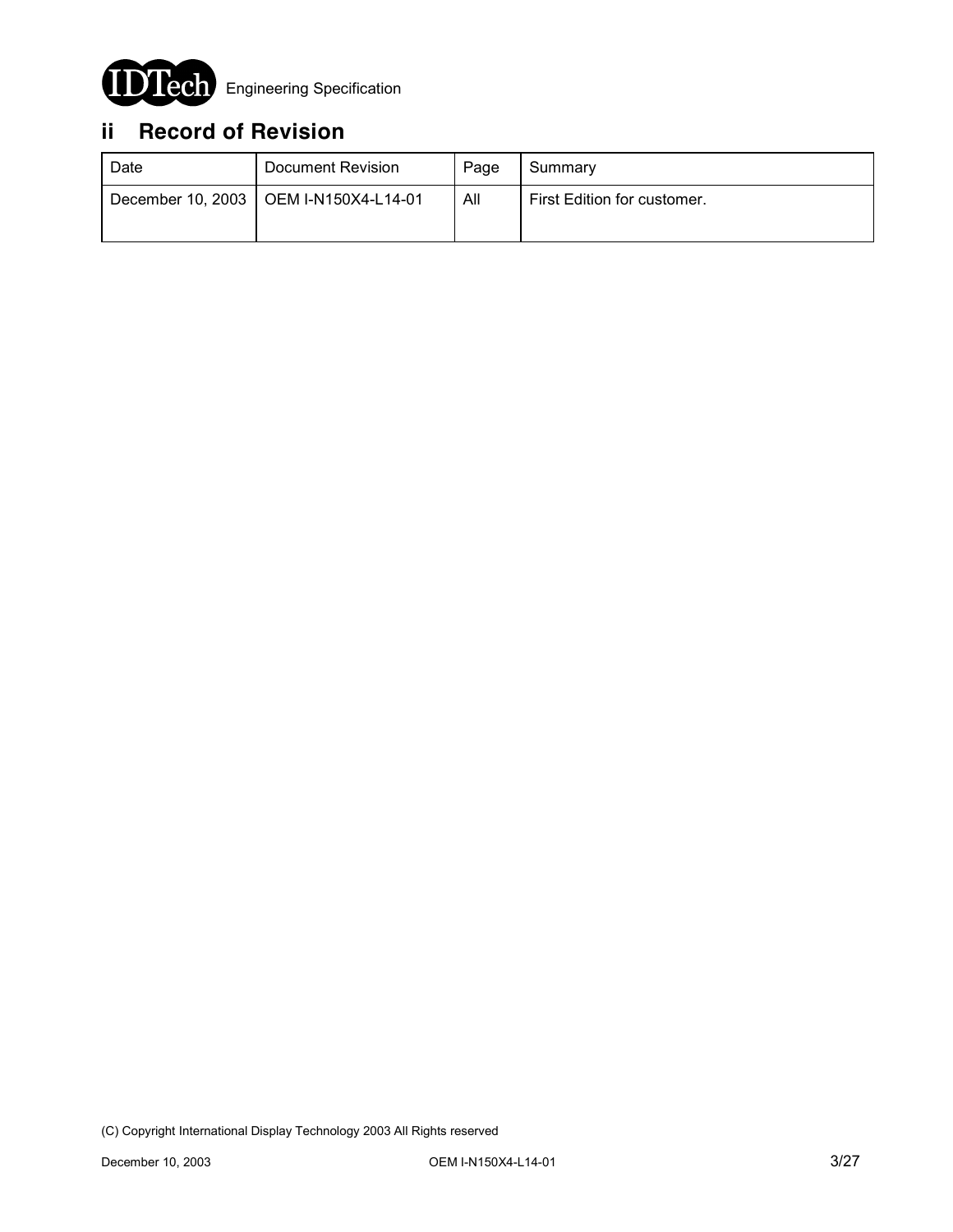## ii Record of Revision

| Date | Document Revision | Page | Summary |
|---|---|---|---|
| December 10, 2003 | OEM I-N150X4-L14-01 | All | First Edition for customer. |

(C) Copyright International Display Technology 2003 All Rights reserved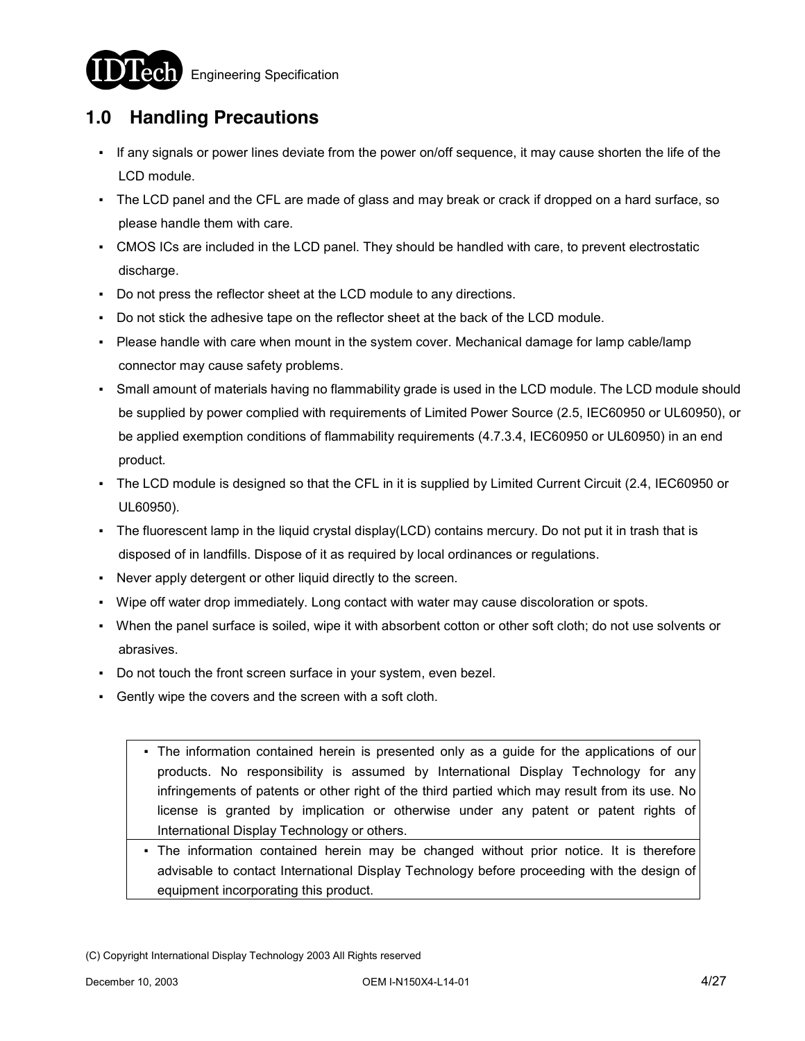# 1.0 Handling Precautions

- If any signals or power lines deviate from the power on/off sequence, it may cause shorten the life of the LCD module.
- The LCD panel and the CFL are made of glass and may break or crack if dropped on a hard surface, so please handle them with care.
- CMOS ICs are included in the LCD panel. They should be handled with care, to prevent electrostatic discharge.
- Do not press the reflector sheet at the LCD module to any directions.
- Do not stick the adhesive tape on the reflector sheet at the back of the LCD module.
- Please handle with care when mount in the system cover. Mechanical damage for lamp cable/lamp connector may cause safety problems.
- Small amount of materials having no flammability grade is used in the LCD module. The LCD module should be supplied by power complied with requirements of Limited Power Source (2.5, IEC60950 or UL60950), or be applied exemption conditions of flammability requirements (4.7.3.4, IEC60950 or UL60950) in an end product.
- The LCD module is designed so that the CFL in it is supplied by Limited Current Circuit (2.4, IEC60950 or UL60950).
- The fluorescent lamp in the liquid crystal display(LCD) contains mercury. Do not put it in trash that is disposed of in landfills. Dispose of it as required by local ordinances or regulations.
- Never apply detergent or other liquid directly to the screen.
- Wipe off water drop immediately. Long contact with water may cause discoloration or spots.
- When the panel surface is soiled, wipe it with absorbent cotton or other soft cloth; do not use solvents or abrasives.
- Do not touch the front screen surface in your system, even bezel.
- Gently wipe the covers and the screen with a soft cloth.

---

- The information contained herein is presented only as a guide for the applications of our products. No responsibility is assumed by International Display Technology for any infringements of patents or other right of the third partied which may result from its use. No license is granted by implication or otherwise under any patent or patent rights of International Display Technology or others.
- The information contained herein may be changed without prior notice. It is therefore advisable to contact International Display Technology before proceeding with the design of equipment incorporating this product.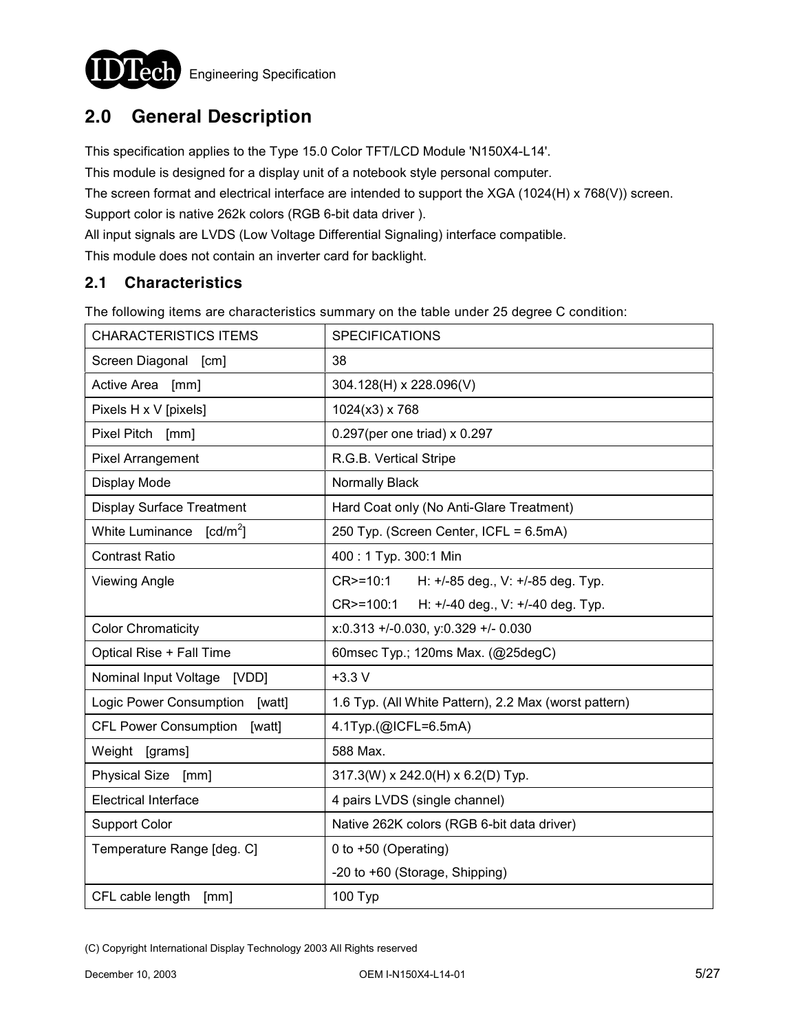## 2.0 General Description

This specification applies to the Type 15.0 Color TFT/LCD Module 'N150X4-L14'.

This module is designed for a display unit of a notebook style personal computer.

The screen format and electrical interface are intended to support the XGA (1024(H) x 768(V)) screen.

Support color is native 262k colors (RGB 6-bit data driver ).

All input signals are LVDS (Low Voltage Differential Signaling) interface compatible.

This module does not contain an inverter card for backlight.

### 2.1 Characteristics

The following items are characteristics summary on the table under 25 degree C condition:

| CHARACTERISTICS ITEMS | SPECIFICATIONS |
|---|---|
| Screen Diagonal [cm] | 38 |
| Active Area [mm] | 304.128(H) x 228.096(V) |
| Pixels H x V [pixels] | 1024(x3) x 768 |
| Pixel Pitch [mm] | 0.297(per one triad) x 0.297 |
| Pixel Arrangement | R.G.B. Vertical Stripe |
| Display Mode | Normally Black |
| Display Surface Treatment | Hard Coat only (No Anti-Glare Treatment) |
| White Luminance [$cd/m^2$] | 250 Typ. (Screen Center, ICFL = 6.5mA) |
| Contrast Ratio | 400 : 1 Typ. 300:1 Min |
| Viewing Angle | CR>=10:1 H: +/-85 deg., V: +/-85 deg. Typ. |
| | CR>=100:1 H: +/-40 deg., V: +/-40 deg. Typ. |
| Color Chromaticity | x:0.313 +/-0.030, y:0.329 +/- 0.030 |
| Optical Rise + Fall Time | 60msec Typ.; 120ms Max. (@25degC) |
| Nominal Input Voltage [VDD] | +3.3 V |
| Logic Power Consumption [watt] | 1.6 Typ. (All White Pattern), 2.2 Max (worst pattern) |
| CFL Power Consumption [watt] | 4.1Typ.(@ICFL=6.5mA) |
| Weight [grams] | 588 Max. |
| Physical Size [mm] | 317.3(W) x 242.0(H) x 6.2(D) Typ. |
| Electrical Interface | 4 pairs LVDS (single channel) |
| Support Color | Native 262K colors (RGB 6-bit data driver) |
| Temperature Range [deg. C] | 0 to +50 (Operating) |
| | -20 to +60 (Storage, Shipping) |
| CFL cable length [mm] | 100 Typ |

(C) Copyright International Display Technology 2003 All Rights reserved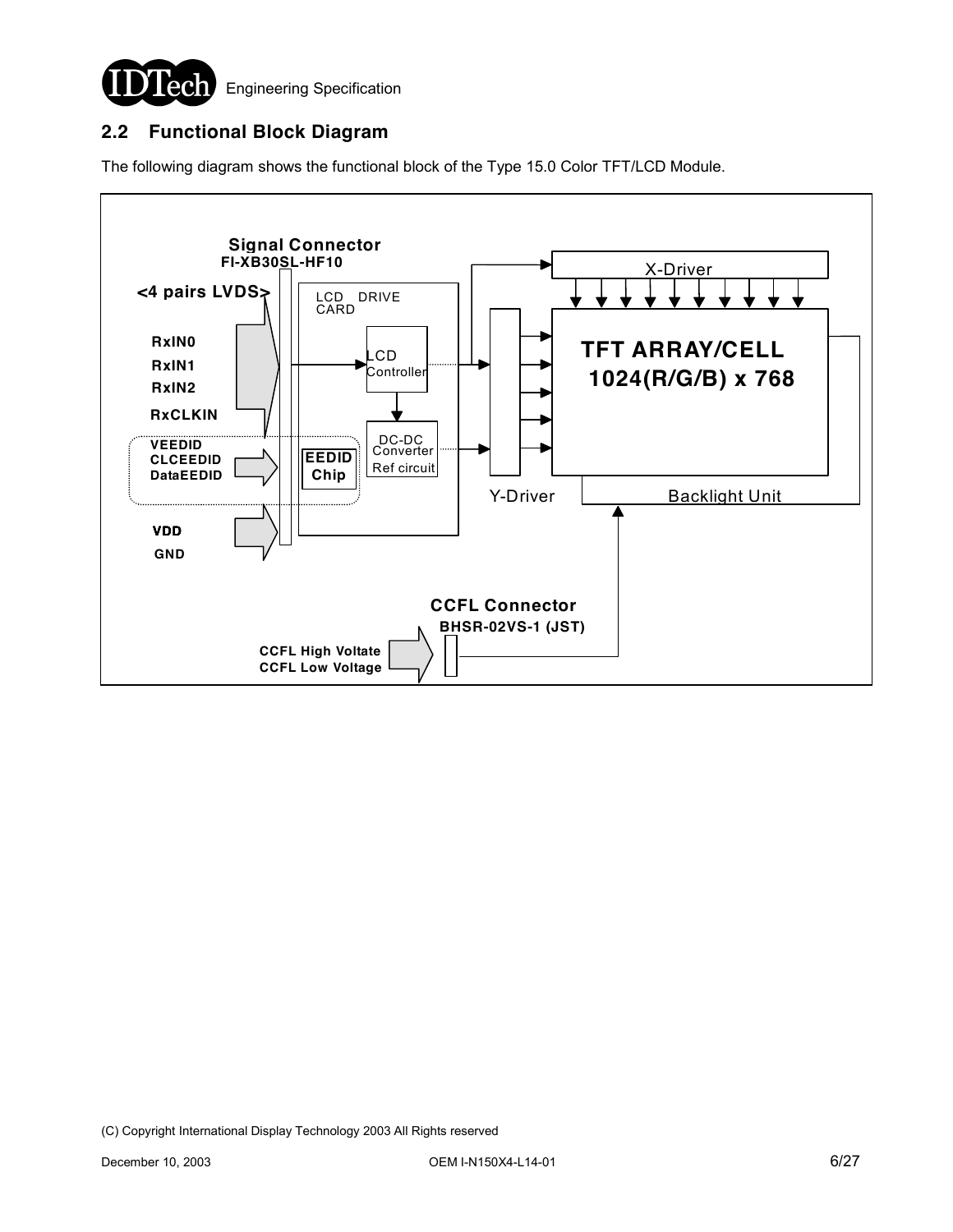## 2.2 Functional Block Diagram

The following diagram shows the functional block of the Type 15.0 Color TFT/LCD Module.

Signal Connector
FI-XB30SL-HF10

<4 pairs LVDS>

RxIN0
RxIN1
RxIN2
RxCLKIN

VEEDID
CLCEEDID
DataEEDID

VDD
GND

LCD DRIVE CARD

LCD Controller

DC-DC Converter
Ref circuit

EEDID Chip

X-Driver

Y-Driver

TFT ARRAY/CELL
1024(R/G/B) x 768

Backlight Unit

CCFL Connector
BHSR-02VS-1 (JST)

CCFL High Voltate
CCFL Low Voltage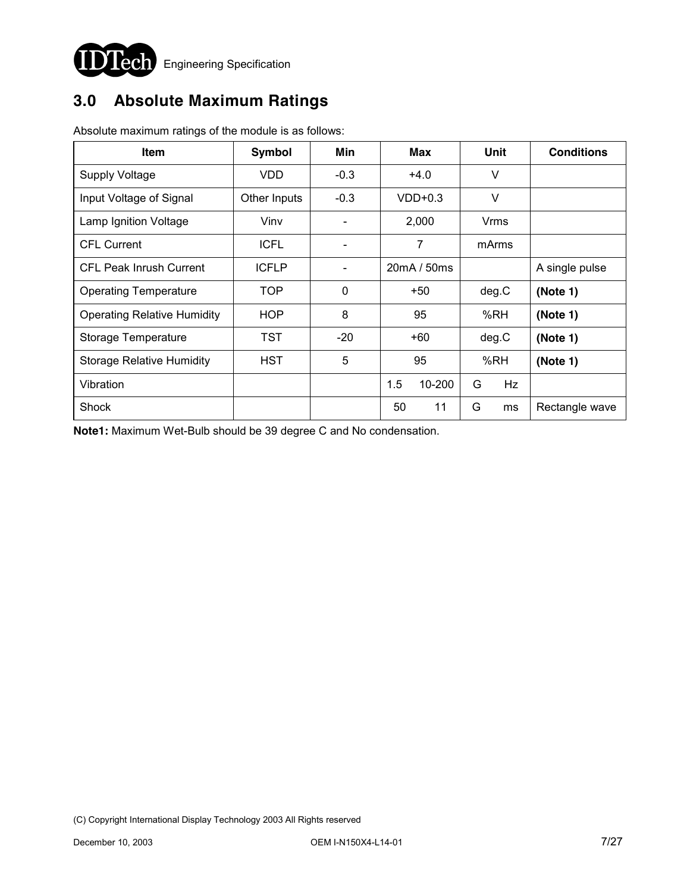## 3.0 Absolute Maximum Ratings

Absolute maximum ratings of the module is as follows:

| Item | Symbol | Min | Max | Unit | Conditions |
|---|---|---|---|---|---|
| Supply Voltage | VDD | -0.3 | +4.0 | V | |
| Input Voltage of Signal | Other Inputs | -0.3 | VDD+0.3 | V | |
| Lamp Ignition Voltage | Vinv | - | 2,000 | Vrms | |
| CFL Current | ICFL | - | 7 | mArms | |
| CFL Peak Inrush Current | ICFLP | - | 20mA / 50ms | | A single pulse |
| Operating Temperature | TOP | 0 | +50 | deg.C | **(Note 1)** |
| Operating Relative Humidity | HOP | 8 | 95 | %RH | **(Note 1)** |
| Storage Temperature | TST | -20 | +60 | deg.C | **(Note 1)** |
| Storage Relative Humidity | HST | 5 | 95 | %RH | **(Note 1)** |
| Vibration | | | 1.5 10-200 | G Hz | |
| Shock | | | 50 11 | G ms | Rectangle wave |

**Note1:** Maximum Wet-Bulb should be 39 degree C and No condensation.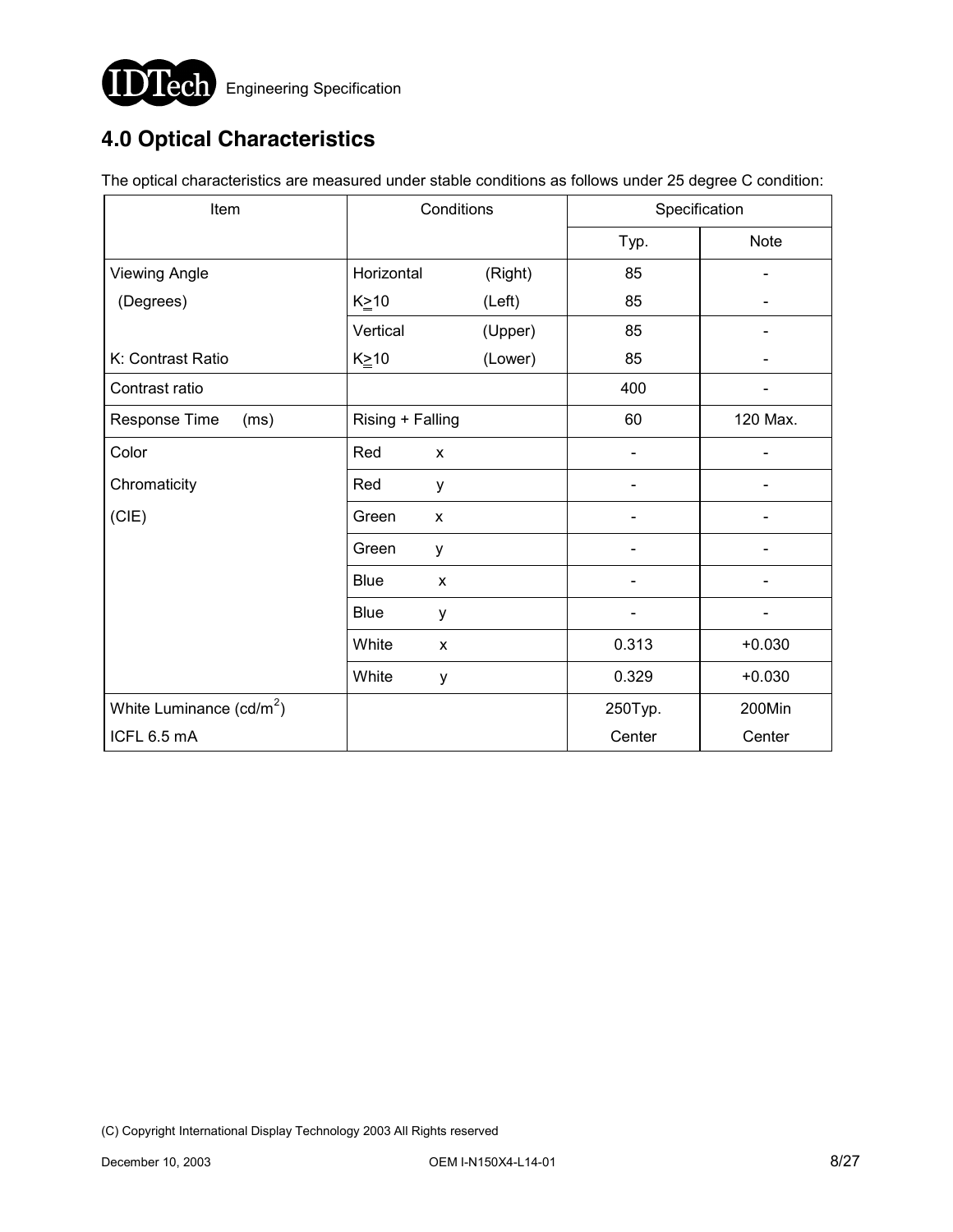## 4.0 Optical Characteristics

The optical characteristics are measured under stable conditions as follows under 25 degree C condition:

| Item | Conditions | | Specification | |
|---|---|---|---|---|
| | | | Typ. | Note |
| Viewing Angle | Horizontal | (Right) | 85 | - |
| (Degrees) | K≥10 | (Left) | 85 | - |
| | Vertical | (Upper) | 85 | - |
| K: Contrast Ratio | K≥10 | (Lower) | 85 | - |
| Contrast ratio | | | 400 | - |
| Response Time (ms) | Rising + Falling | | 60 | 120 Max. |
| Color | Red | x | - | - |
| Chromaticity | Red | y | - | - |
| (CIE) | Green | x | - | - |
| | Green | y | - | - |
| | Blue | x | - | - |
| | Blue | y | - | - |
| | White | x | 0.313 | +0.030 |
| | White | y | 0.329 | +0.030 |
| White Luminance (cd/$m^2$) ICFL 6.5 mA | | | 250Typ. Center | 200Min Center |

(C) Copyright International Display Technology 2003 All Rights reserved

December 10, 2003 OEM I-N150X4-L14-01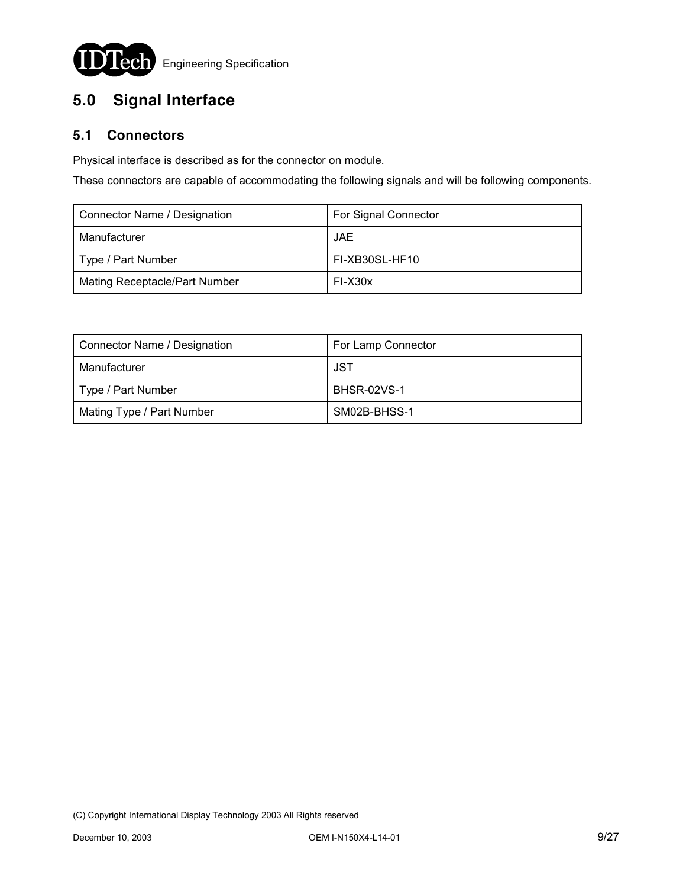## 5.0 Signal Interface

### 5.1 Connectors

Physical interface is described as for the connector on module.

These connectors are capable of accommodating the following signals and will be following components.

| Connector Name / Designation | For Signal Connector |
|---|---|
| Manufacturer | JAE |
| Type / Part Number | FI-XB30SL-HF10 |
| Mating Receptacle/Part Number | FI-X30x |

| Connector Name / Designation | For Lamp Connector |
|---|---|
| Manufacturer | JST |
| Type / Part Number | BHSR-02VS-1 |
| Mating Type / Part Number | SM02B-BHSS-1 |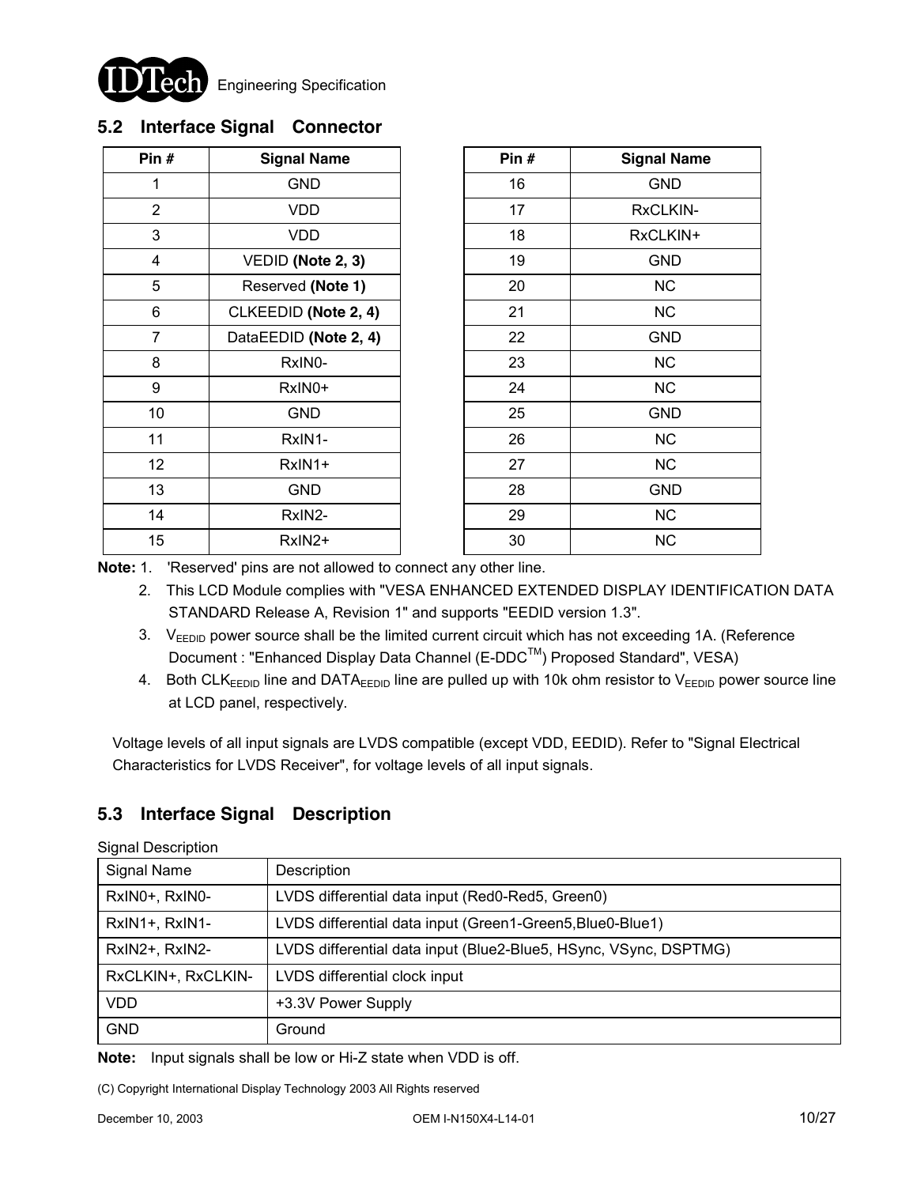## 5.2 Interface Signal Connector

| Pin # | Signal Name | Pin # | Signal Name |
|---|---|---|---|
| 1 | GND | 16 | GND |
| 2 | VDD | 17 | RxCLKIN- |
| 3 | VDD | 18 | RxCLKIN+ |
| 4 | VEDID **(Note 2, 3)** | 19 | GND |
| 5 | Reserved **(Note 1)** | 20 | NC |
| 6 | CLKEEDID **(Note 2, 4)** | 21 | NC |
| 7 | DataEEDID **(Note 2, 4)** | 22 | GND |
| 8 | RxIN0- | 23 | NC |
| 9 | RxIN0+ | 24 | NC |
| 10 | GND | 25 | GND |
| 11 | RxIN1- | 26 | NC |
| 12 | RxIN1+ | 27 | NC |
| 13 | GND | 28 | GND |
| 14 | RxIN2- | 29 | NC |
| 15 | RxIN2+ | 30 | NC |

**Note:** 1. 'Reserved' pins are not allowed to connect any other line.

2. This LCD Module complies with "VESA ENHANCED EXTENDED DISPLAY IDENTIFICATION DATA STANDARD Release A, Revision 1" and supports "EEDID version 1.3".
3. $V_{EEDID}$ power source shall be the limited current circuit which has not exceeding 1A. (Reference Document : "Enhanced Display Data Channel (E-DDC™) Proposed Standard", VESA)
4. Both $CLK_{EEDID}$ line and $DATA_{EEDID}$ line are pulled up with 10k ohm resistor to $V_{EEDID}$ power source line at LCD panel, respectively.

Voltage levels of all input signals are LVDS compatible (except VDD, EEDID). Refer to "Signal Electrical Characteristics for LVDS Receiver", for voltage levels of all input signals.

## 5.3 Interface Signal Description

Signal Description

| Signal Name | Description |
|---|---|
| RxIN0+, RxIN0- | LVDS differential data input (Red0-Red5, Green0) |
| RxIN1+, RxIN1- | LVDS differential data input (Green1-Green5,Blue0-Blue1) |
| RxIN2+, RxIN2- | LVDS differential data input (Blue2-Blue5, HSync, VSync, DSPTMG) |
| RxCLKIN+, RxCLKIN- | LVDS differential clock input |
| VDD | +3.3V Power Supply |
| GND | Ground |

**Note:** Input signals shall be low or Hi-Z state when VDD is off.

(C) Copyright International Display Technology 2003 All Rights reserved

December 10, 2003 OEM I-N150X4-L14-01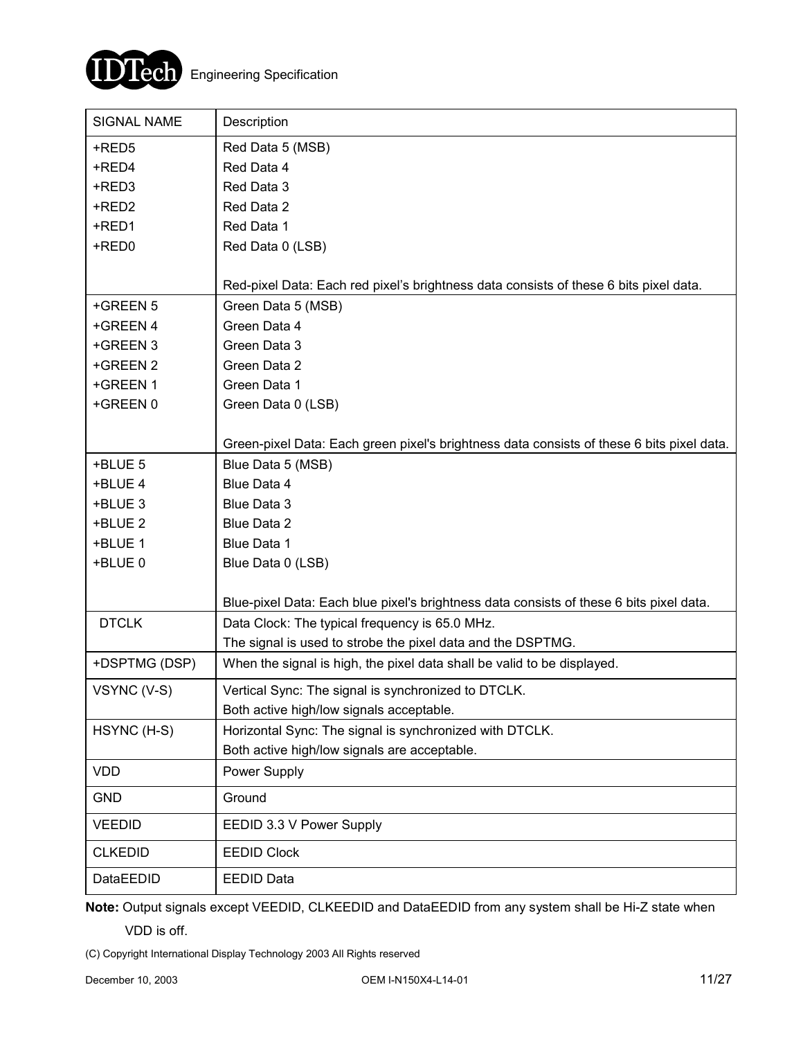| SIGNAL NAME | Description |
| --- | --- |
| +RED5<br>+RED4<br>+RED3<br>+RED2<br>+RED1<br>+RED0 | Red Data 5 (MSB)<br>Red Data 4<br>Red Data 3<br>Red Data 2<br>Red Data 1<br>Red Data 0 (LSB)<br><br>Red-pixel Data: Each red pixel's brightness data consists of these 6 bits pixel data. |
| +GREEN 5<br>+GREEN 4<br>+GREEN 3<br>+GREEN 2<br>+GREEN 1<br>+GREEN 0 | Green Data 5 (MSB)<br>Green Data 4<br>Green Data 3<br>Green Data 2<br>Green Data 1<br>Green Data 0 (LSB)<br><br>Green-pixel Data: Each green pixel's brightness data consists of these 6 bits pixel data. |
| +BLUE 5<br>+BLUE 4<br>+BLUE 3<br>+BLUE 2<br>+BLUE 1<br>+BLUE 0 | Blue Data 5 (MSB)<br>Blue Data 4<br>Blue Data 3<br>Blue Data 2<br>Blue Data 1<br>Blue Data 0 (LSB)<br><br>Blue-pixel Data: Each blue pixel's brightness data consists of these 6 bits pixel data. |
| DTCLK | Data Clock: The typical frequency is 65.0 MHz.<br>The signal is used to strobe the pixel data and the DSPTMG. |
| +DSPTMG (DSP) | When the signal is high, the pixel data shall be valid to be displayed. |
| VSYNC (V-S) | Vertical Sync: The signal is synchronized to DTCLK.<br>Both active high/low signals acceptable. |
| HSYNC (H-S) | Horizontal Sync: The signal is synchronized with DTCLK.<br>Both active high/low signals are acceptable. |
| VDD | Power Supply |
| GND | Ground |
| VEEDID | EEDID 3.3 V Power Supply |
| CLKEDID | EEDID Clock |
| DataEEDID | EEDID Data |

**Note:** Output signals except VEEDID, CLKEEDID and DataEEDID from any system shall be Hi-Z state when VDD is off.

(C) Copyright International Display Technology 2003 All Rights reserved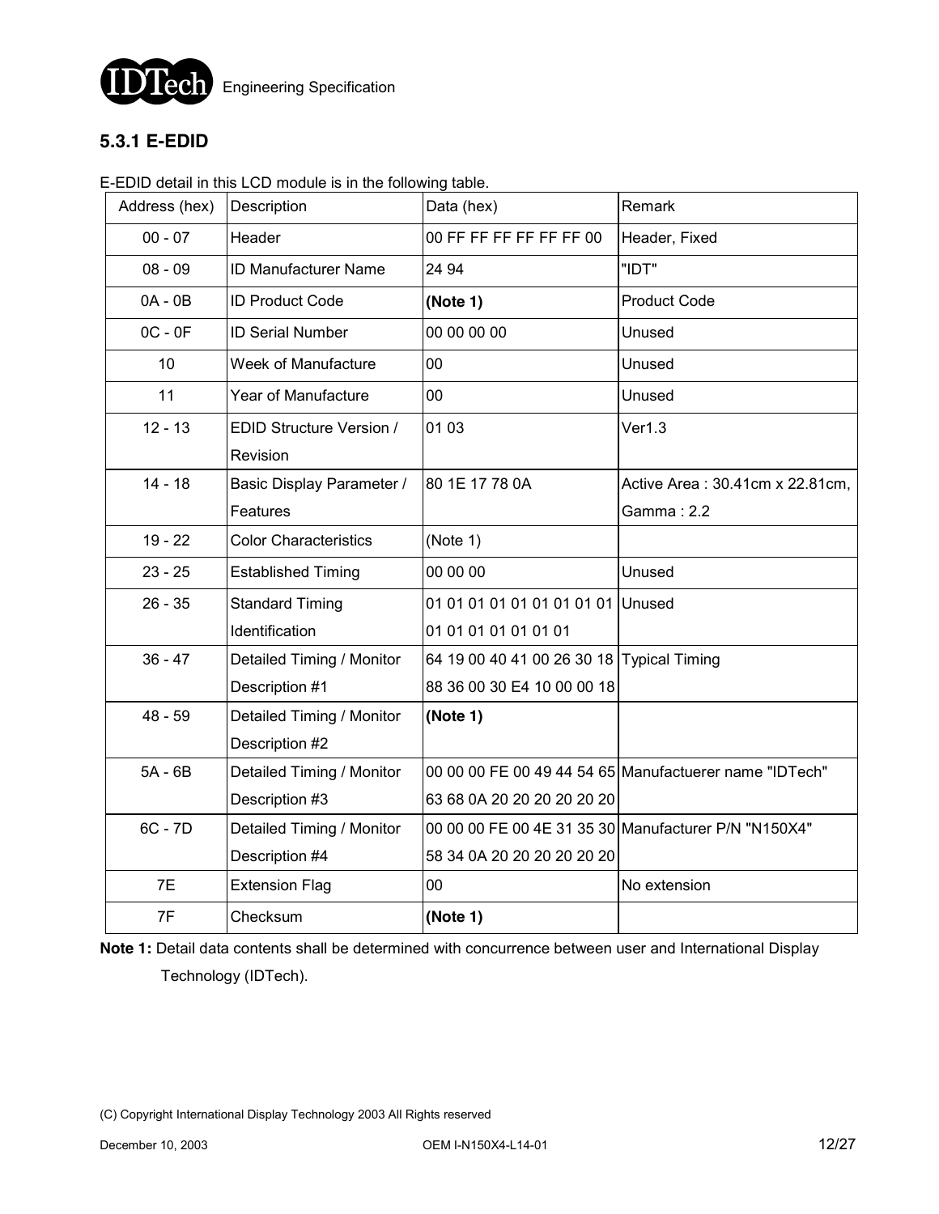### 5.3.1 E-EDID

E-EDID detail in this LCD module is in the following table.

| Address (hex) | Description | Data (hex) | Remark |
|---|---|---|---|
| 00 - 07 | Header | 00 FF FF FF FF FF FF 00 | Header, Fixed |
| 08 - 09 | ID Manufacturer Name | 24 94 | "IDT" |
| 0A - 0B | ID Product Code | **(Note 1)** | Product Code |
| 0C - 0F | ID Serial Number | 00 00 00 00 | Unused |
| 10 | Week of Manufacture | 00 | Unused |
| 11 | Year of Manufacture | 00 | Unused |
| 12 - 13 | EDID Structure Version / Revision | 01 03 | Ver1.3 |
| 14 - 18 | Basic Display Parameter / Features | 80 1E 17 78 0A | Active Area : 30.41cm x 22.81cm, Gamma : 2.2 |
| 19 - 22 | Color Characteristics | (Note 1) | |
| 23 - 25 | Established Timing | 00 00 00 | Unused |
| 26 - 35 | Standard Timing Identification | 01 01 01 01 01 01 01 01 01 01 01 01 01 01 01 01 | Unused |
| 36 - 47 | Detailed Timing / Monitor Description #1 | 64 19 00 40 41 00 26 30 18 88 36 00 30 E4 10 00 00 18 | Typical Timing |
| 48 - 59 | Detailed Timing / Monitor Description #2 | **(Note 1)** | |
| 5A - 6B | Detailed Timing / Monitor Description #3 | 00 00 00 FE 00 49 44 54 65 63 68 0A 20 20 20 20 20 20 | Manufactuerer name "IDTech" |
| 6C - 7D | Detailed Timing / Monitor Description #4 | 00 00 00 FE 00 4E 31 35 30 58 34 0A 20 20 20 20 20 20 | Manufacturer P/N "N150X4" |
| 7E | Extension Flag | 00 | No extension |
| 7F | Checksum | **(Note 1)** | |

**Note 1:** Detail data contents shall be determined with concurrence between user and International Display Technology (IDTech).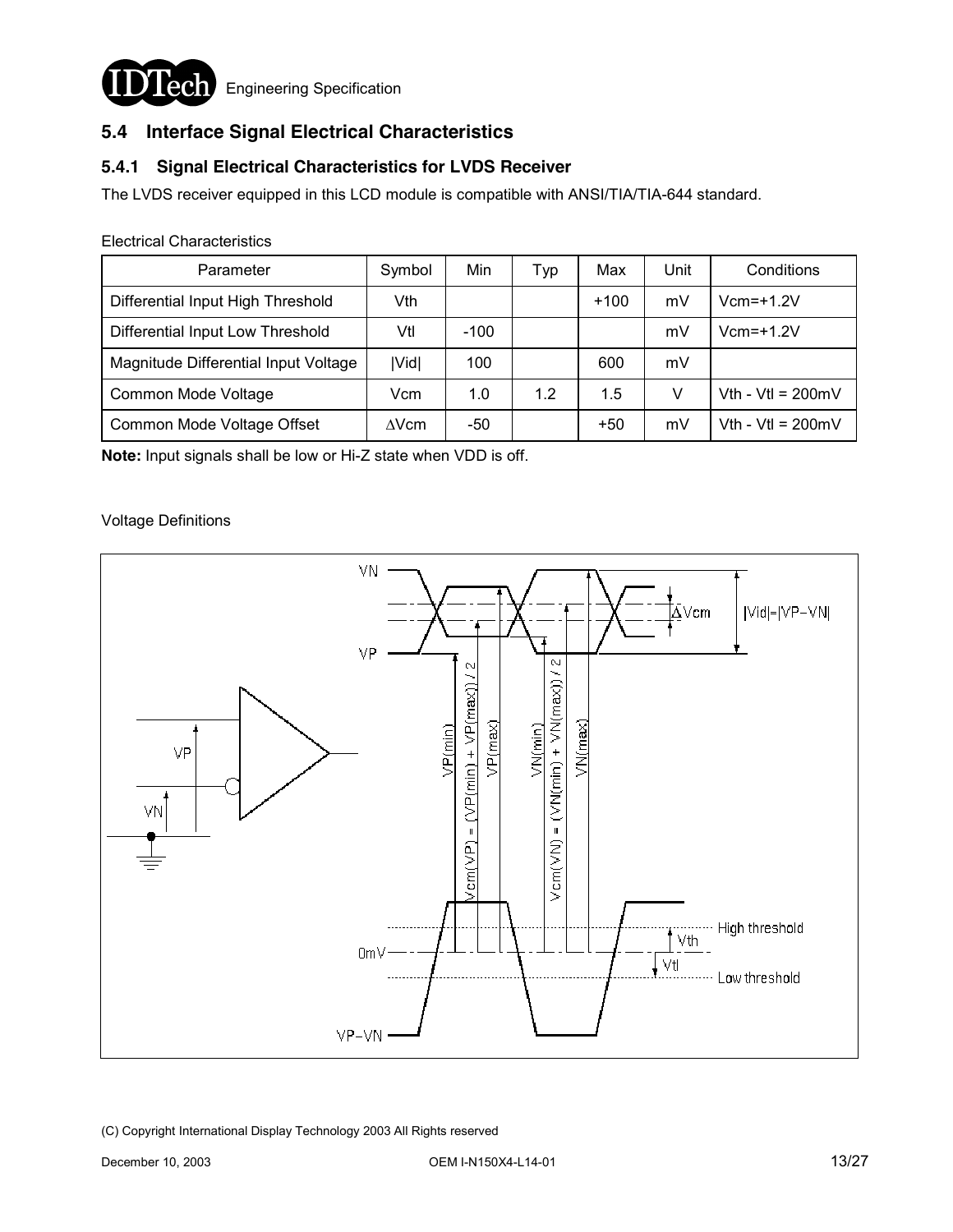## 5.4 Interface Signal Electrical Characteristics

### 5.4.1 Signal Electrical Characteristics for LVDS Receiver

The LVDS receiver equipped in this LCD module is compatible with ANSI/TIA/TIA-644 standard.

Electrical Characteristics

| Parameter | Symbol | Min | Typ | Max | Unit | Conditions |
|---|---|---|---|---|---|---|
| Differential Input High Threshold | Vth | | | +100 | mV | Vcm=+1.2V |
| Differential Input Low Threshold | Vtl | -100 | | | mV | Vcm=+1.2V |
| Magnitude Differential Input Voltage | \|Vid\| | 100 | | 600 | mV | |
| Common Mode Voltage | Vcm | 1.0 | 1.2 | 1.5 | V | Vth - Vtl = 200mV |
| Common Mode Voltage Offset | ∆Vcm | -50 | | +50 | mV | Vth - Vtl = 200mV |

**Note:** Input signals shall be low or Hi-Z state when VDD is off.

Voltage Definitions

VN, VP, ∆Vcm, |Vid|=|VP−VN|, VP(min), VP(max), Vcm(VP) = (VP(min) + VP(max)) / 2, VN(min), VN(max), Vcm(VN) = (VN(min) + VN(max)) / 2, 0mV, High threshold, Low threshold, Vth, Vtl, VP−VN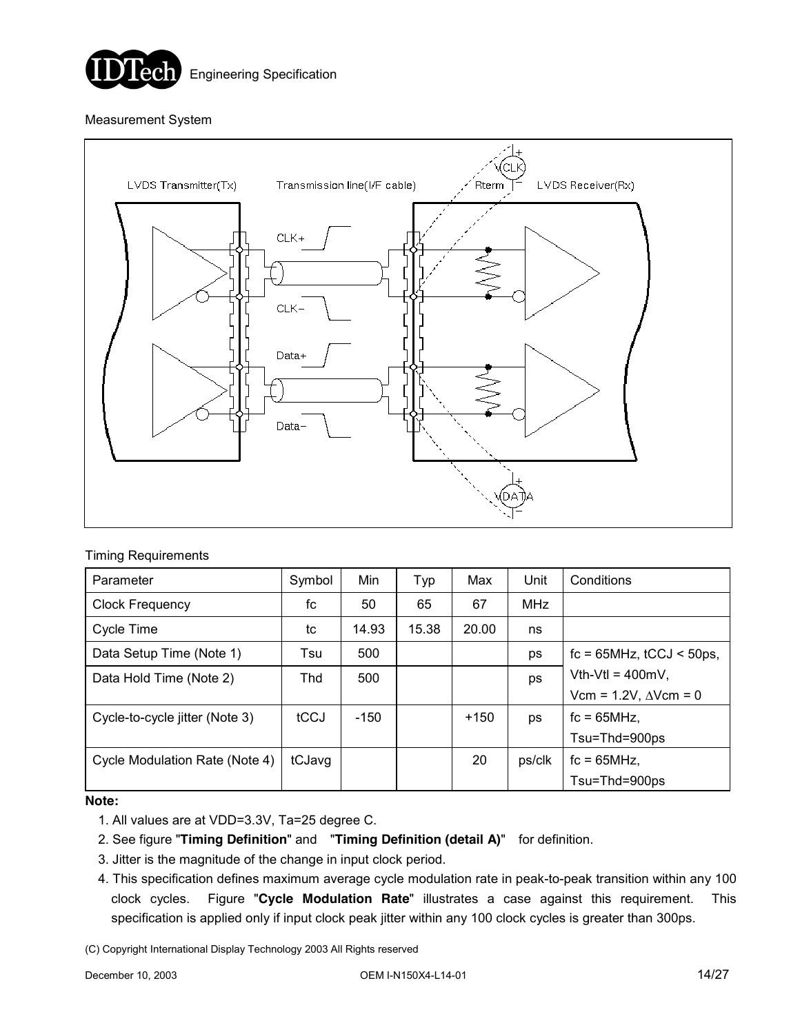Measurement System

Timing Requirements

| Parameter | Symbol | Min | Typ | Max | Unit | Conditions |
|---|---|---|---|---|---|---|
| Clock Frequency | fc | 50 | 65 | 67 | MHz | |
| Cycle Time | tc | 14.93 | 15.38 | 20.00 | ns | |
| Data Setup Time (Note 1) | Tsu | 500 | | | ps | fc = 65MHz, tCCJ < 50ps, |
| Data Hold Time (Note 2) | Thd | 500 | | | ps | Vth-Vtl = 400mV, Vcm = 1.2V, ∆Vcm = 0 |
| Cycle-to-cycle jitter (Note 3) | tCCJ | -150 | | +150 | ps | fc = 65MHz, Tsu=Thd=900ps |
| Cycle Modulation Rate (Note 4) | tCJavg | | | 20 | ps/clk | fc = 65MHz, Tsu=Thd=900ps |

**Note:**

1. All values are at VDD=3.3V, Ta=25 degree C.
2. See figure "**Timing Definition**" and "**Timing Definition (detail A)**" for definition.
3. Jitter is the magnitude of the change in input clock period.
4. This specification defines maximum average cycle modulation rate in peak-to-peak transition within any 100 clock cycles. Figure "**Cycle Modulation Rate**" illustrates a case against this requirement. This specification is applied only if input clock peak jitter within any 100 clock cycles is greater than 300ps.

(C) Copyright International Display Technology 2003 All Rights reserved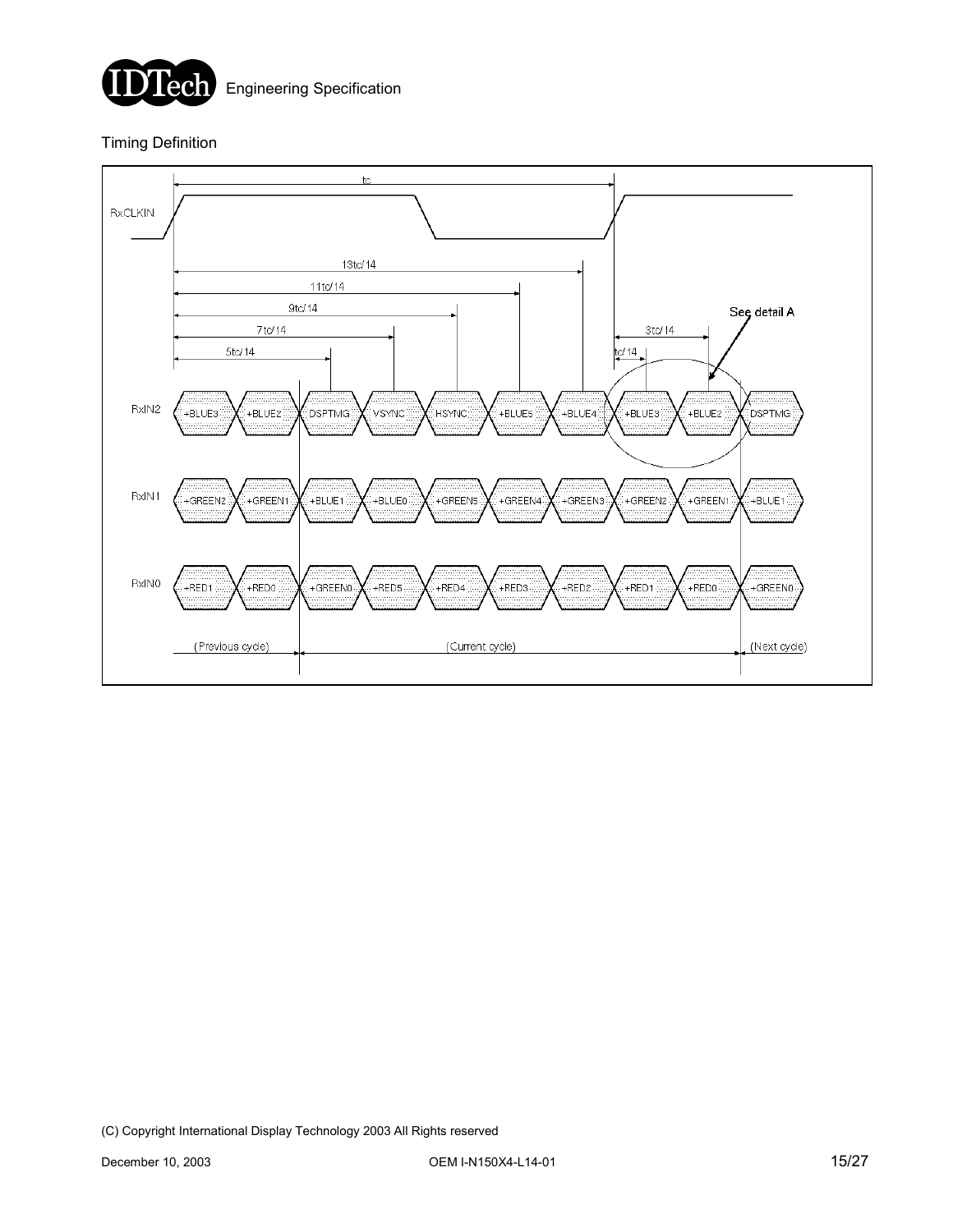### Timing Definition

tc

RxCLKIN

13tc/14

11tc/14

9tc/14

7tc/14

5tc/14

3tc/14

tc/14

See detail A

RxIN2: +BLUE3 | +BLUE2 | DSPTMG | VSYNC | HSYNC | +BLUE5 | +BLUE4 | +BLUE3 | +BLUE2 | DSPTMG

RxIN1: +GREEN2 | +GREEN1 | +BLUE1 | +BLUE0 | +GREEN5 | +GREEN4 | +GREEN3 | +GREEN2 | +GREEN1 | +BLUE1

RxIN0: +RED1 | +RED0 | +GREEN0 | +RED5 | +RED4 | +RED3 | +RED2 | +RED1 | +RED0 | +GREEN0

(Previous cycle) (Current cycle) (Next cycle)

(C) Copyright International Display Technology 2003 All Rights reserved

December 10, 2003 OEM I-N150X4-L14-01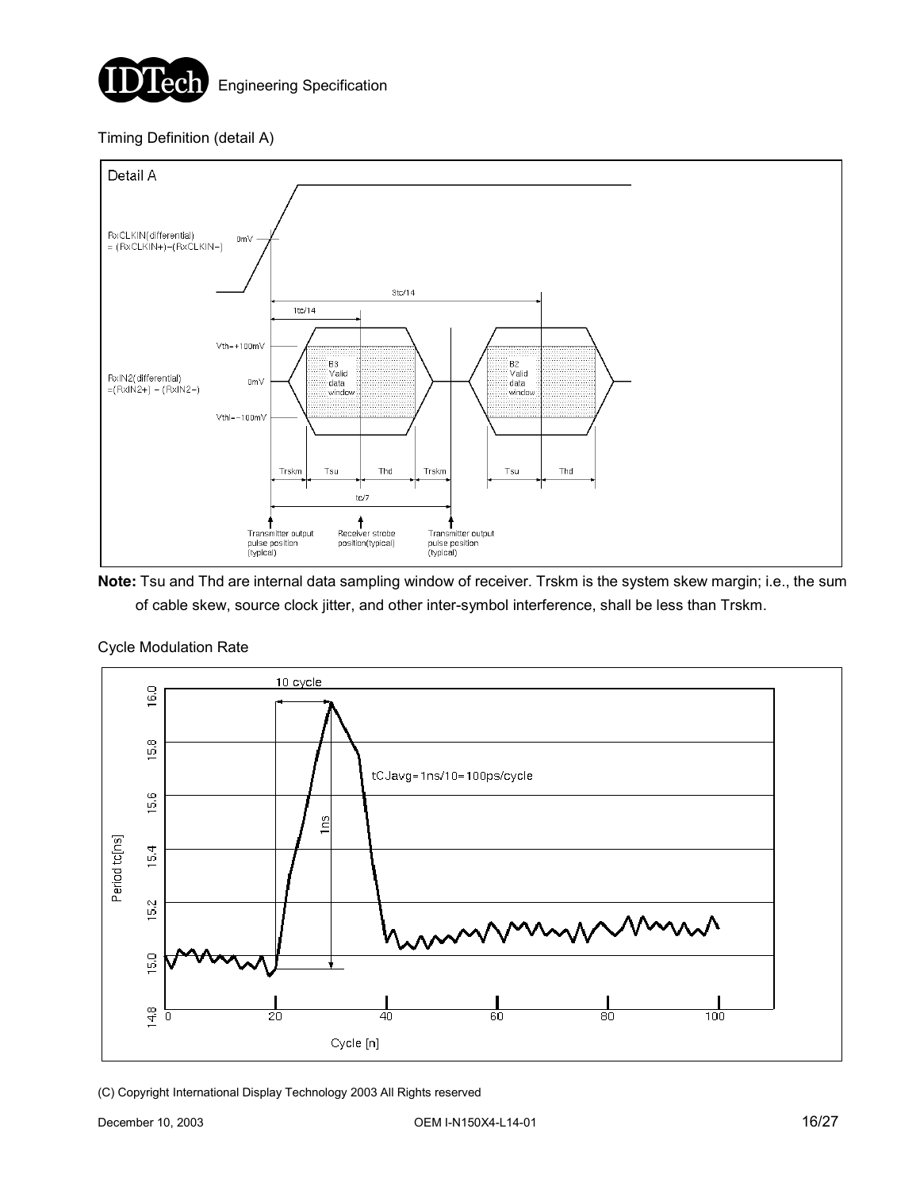Timing Definition (detail A)

Detail A

RxCLKIN(differential) = (RxCLKIN+)−(RxCLKIN−)

0mV

3tc/14

1tc/14

Vth=+100mV

RxIN2(differential) =(RxIN2+) − (RxIN2−)

0mV

Vthl=−100mV

B3 Valid data window

B2 Valid data window

Trskm | Tsu | Thd | Trskm | Tsu | Thd

tc/7

Transmitter output pulse position (typical)

Receiver strobe position(typical)

Transmitter output pulse position (typical)

**Note:** Tsu and Thd are internal data sampling window of receiver. Trskm is the system skew margin; i.e., the sum of cable skew, source clock jitter, and other inter-symbol interference, shall be less than Trskm.

Cycle Modulation Rate

10 cycle

tCJavg=1ns/10=100ps/cycle

1ns

Period tc[ns]

Cycle [n]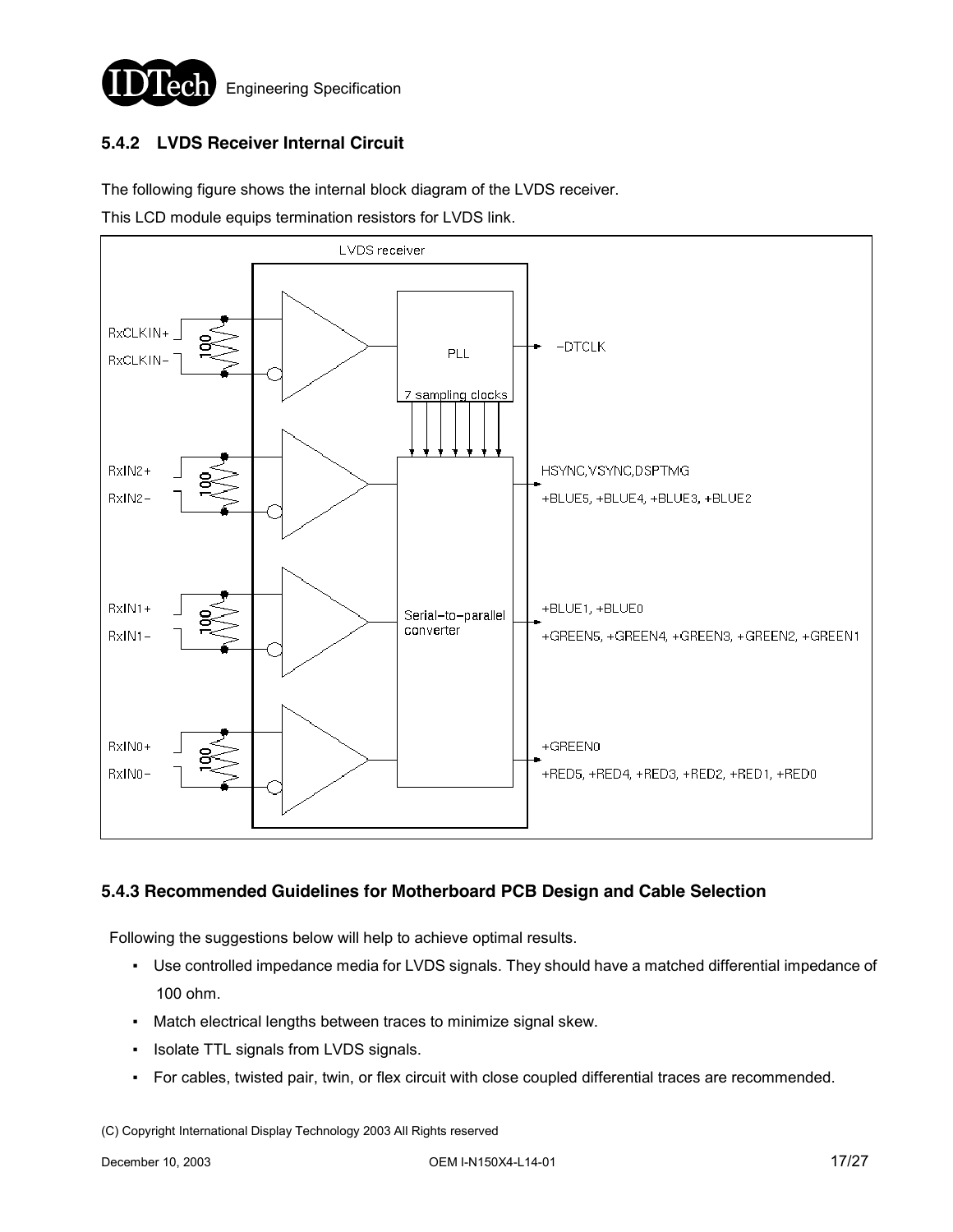### 5.4.2 LVDS Receiver Internal Circuit

The following figure shows the internal block diagram of the LVDS receiver.

This LCD module equips termination resistors for LVDS link.

LVDS receiver

RxCLKIN+
RxCLKIN−
100
PLL
−DTCLK
7 sampling clocks

RxIN2+
RxIN2−
100
HSYNC,VSYNC,DSPTMG
+BLUE5, +BLUE4, +BLUE3, +BLUE2

RxIN1+
RxIN1−
100
Serial−to−parallel converter
+BLUE1, +BLUE0
+GREEN5, +GREEN4, +GREEN3, +GREEN2, +GREEN1

RxIN0+
RxIN0−
100
+GREEN0
+RED5, +RED4, +RED3, +RED2, +RED1, +RED0

### 5.4.3 Recommended Guidelines for Motherboard PCB Design and Cable Selection

Following the suggestions below will help to achieve optimal results.

- Use controlled impedance media for LVDS signals. They should have a matched differential impedance of 100 ohm.
- Match electrical lengths between traces to minimize signal skew.
- Isolate TTL signals from LVDS signals.
- For cables, twisted pair, twin, or flex circuit with close coupled differential traces are recommended.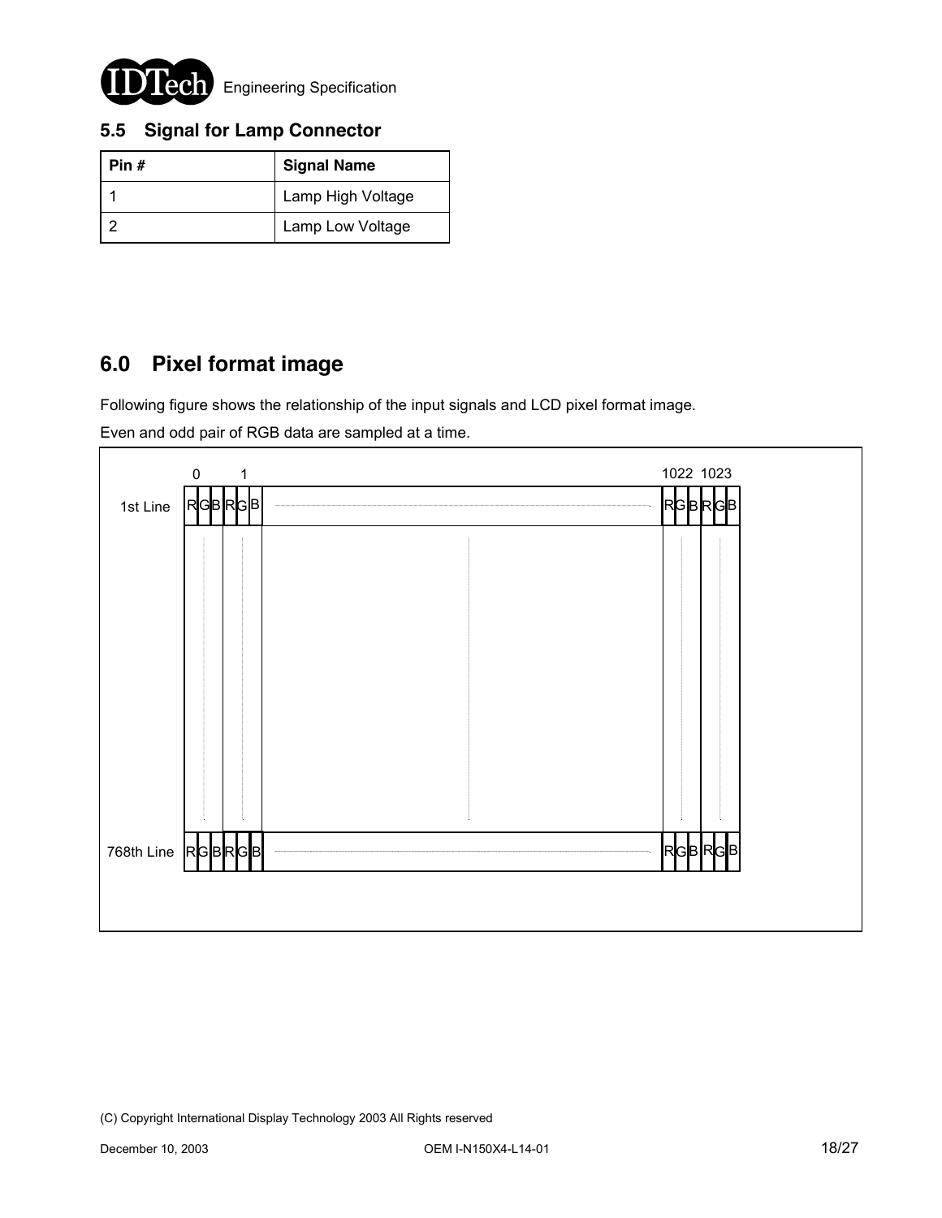## 5.5 Signal for Lamp Connector

| Pin # | Signal Name |
|---|---|
| 1 | Lamp High Voltage |
| 2 | Lamp Low Voltage |

# 6.0 Pixel format image

Following figure shows the relationship of the input signals and LCD pixel format image.

Even and odd pair of RGB data are sampled at a time.

| | 0 | 1 | ... | 1022 | 1023 |
|---|---|---|---|---|---|
| 1st Line | RGB | RGB | ... | RGB | RGB |
| ⋮ | ⋮ | ⋮ | ⋮ | ⋮ | ⋮ |
| 768th Line | RGB | RGB | ... | RGB | RGB |

(C) Copyright International Display Technology 2003 All Rights reserved

December 10, 2003 OEM I-N150X4-L14-01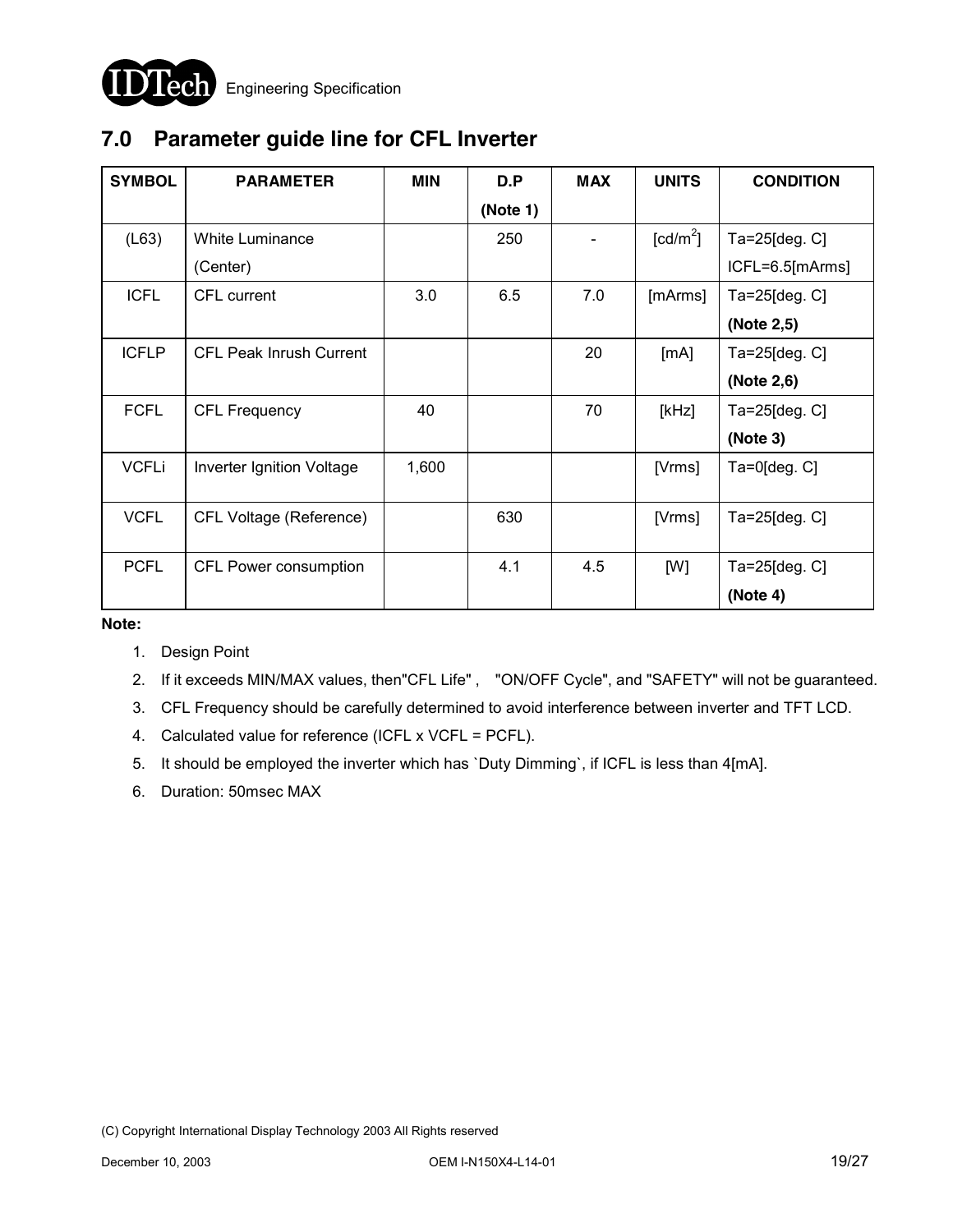## 7.0 Parameter guide line for CFL Inverter

| SYMBOL | PARAMETER | MIN | D.P (Note 1) | MAX | UNITS | CONDITION |
|---|---|---|---|---|---|---|
| (L63) | White Luminance (Center) | | 250 | - | [cd/m$^2$] | Ta=25[deg. C] ICFL=6.5[mArms] |
| ICFL | CFL current | 3.0 | 6.5 | 7.0 | [mArms] | Ta=25[deg. C] **(Note 2,5)** |
| ICFLP | CFL Peak Inrush Current | | | 20 | [mA] | Ta=25[deg. C] **(Note 2,6)** |
| FCFL | CFL Frequency | 40 | | 70 | [kHz] | Ta=25[deg. C] **(Note 3)** |
| VCFLi | Inverter Ignition Voltage | 1,600 | | | [Vrms] | Ta=0[deg. C] |
| VCFL | CFL Voltage (Reference) | | 630 | | [Vrms] | Ta=25[deg. C] |
| PCFL | CFL Power consumption | | 4.1 | 4.5 | [W] | Ta=25[deg. C] **(Note 4)** |

**Note:**

1. Design Point
2. If it exceeds MIN/MAX values, then"CFL Life" , "ON/OFF Cycle", and "SAFETY" will not be guaranteed.
3. CFL Frequency should be carefully determined to avoid interference between inverter and TFT LCD.
4. Calculated value for reference (ICFL x VCFL = PCFL).
5. It should be employed the inverter which has `Duty Dimming`, if ICFL is less than 4[mA].
6. Duration: 50msec MAX

(C) Copyright International Display Technology 2003 All Rights reserved

December 10, 2003 OEM I-N150X4-L14-01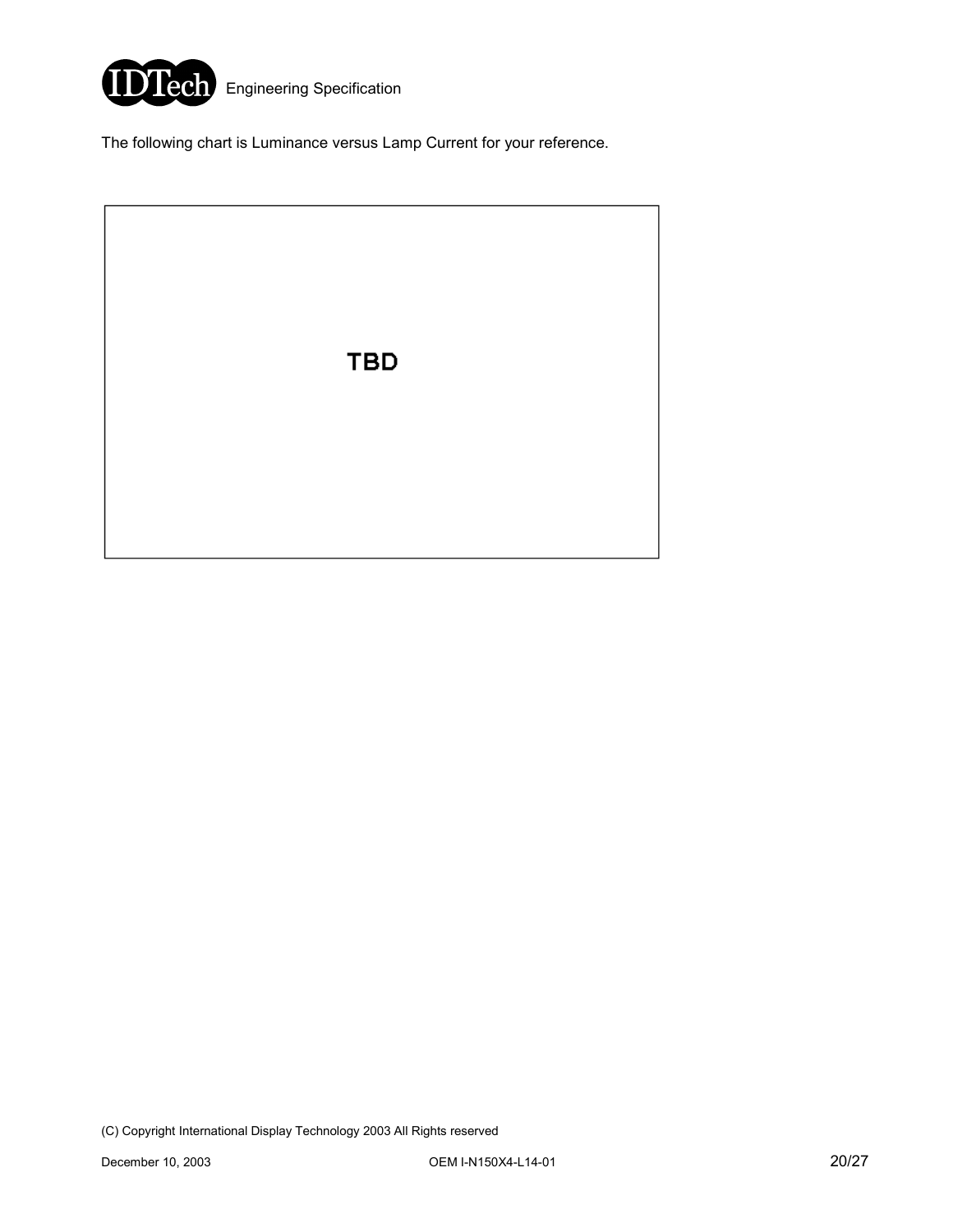The following chart is Luminance versus Lamp Current for your reference.

TBD

(C) Copyright International Display Technology 2003 All Rights reserved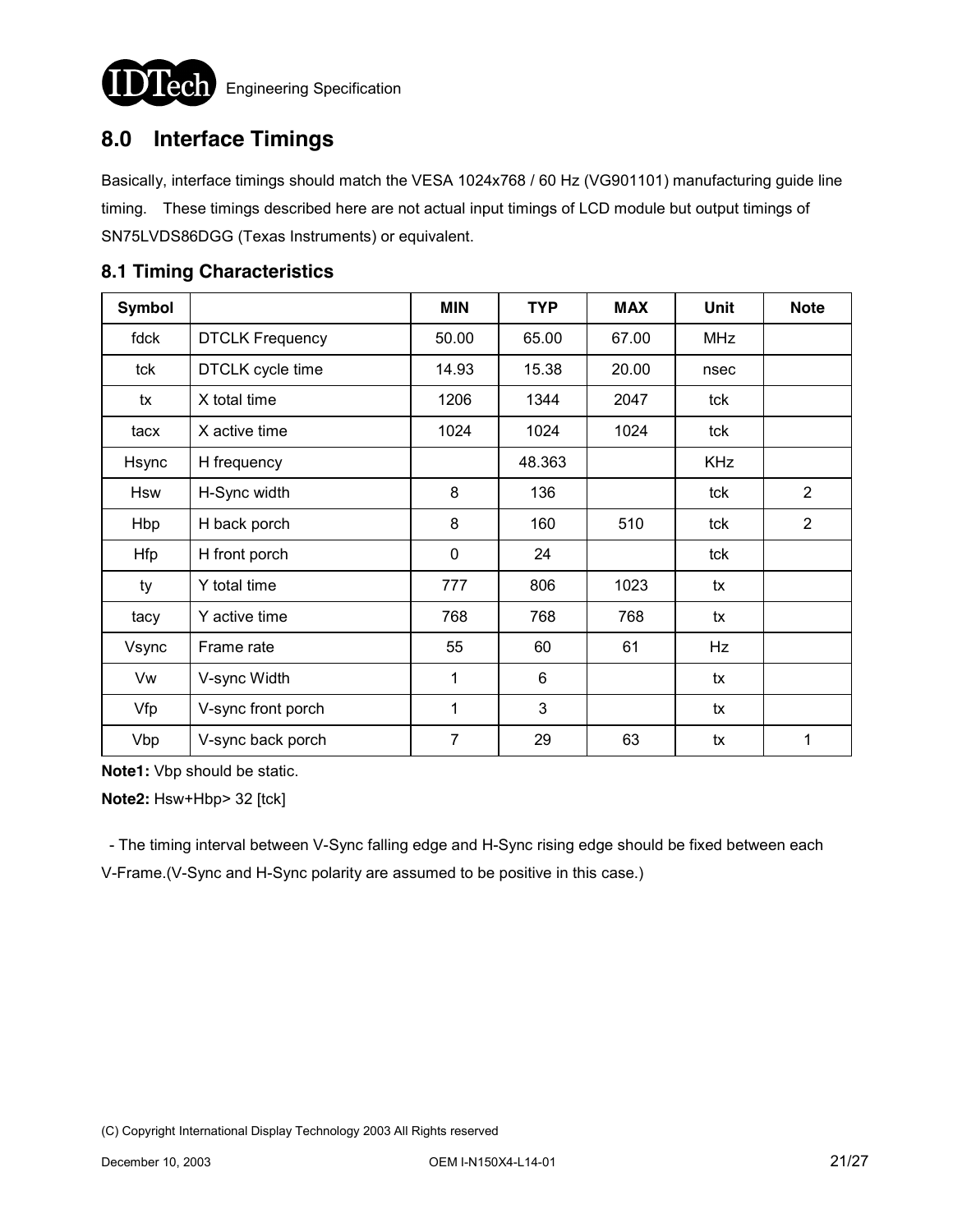## 8.0 Interface Timings

Basically, interface timings should match the VESA 1024x768 / 60 Hz (VG901101) manufacturing guide line timing. These timings described here are not actual input timings of LCD module but output timings of SN75LVDS86DGG (Texas Instruments) or equivalent.

### 8.1 Timing Characteristics

| Symbol | | MIN | TYP | MAX | Unit | Note |
|---|---|---|---|---|---|---|
| fdck | DTCLK Frequency | 50.00 | 65.00 | 67.00 | MHz | |
| tck | DTCLK cycle time | 14.93 | 15.38 | 20.00 | nsec | |
| tx | X total time | 1206 | 1344 | 2047 | tck | |
| tacx | X active time | 1024 | 1024 | 1024 | tck | |
| Hsync | H frequency | | 48.363 | | KHz | |
| Hsw | H-Sync width | 8 | 136 | | tck | 2 |
| Hbp | H back porch | 8 | 160 | 510 | tck | 2 |
| Hfp | H front porch | 0 | 24 | | tck | |
| ty | Y total time | 777 | 806 | 1023 | tx | |
| tacy | Y active time | 768 | 768 | 768 | tx | |
| Vsync | Frame rate | 55 | 60 | 61 | Hz | |
| Vw | V-sync Width | 1 | 6 | | tx | |
| Vfp | V-sync front porch | 1 | 3 | | tx | |
| Vbp | V-sync back porch | 7 | 29 | 63 | tx | 1 |

**Note1:** Vbp should be static.

**Note2:** Hsw+Hbp> 32 [tck]

- The timing interval between V-Sync falling edge and H-Sync rising edge should be fixed between each V-Frame.(V-Sync and H-Sync polarity are assumed to be positive in this case.)

(C) Copyright International Display Technology 2003 All Rights reserved

December 10, 2003 OEM I-N150X4-L14-01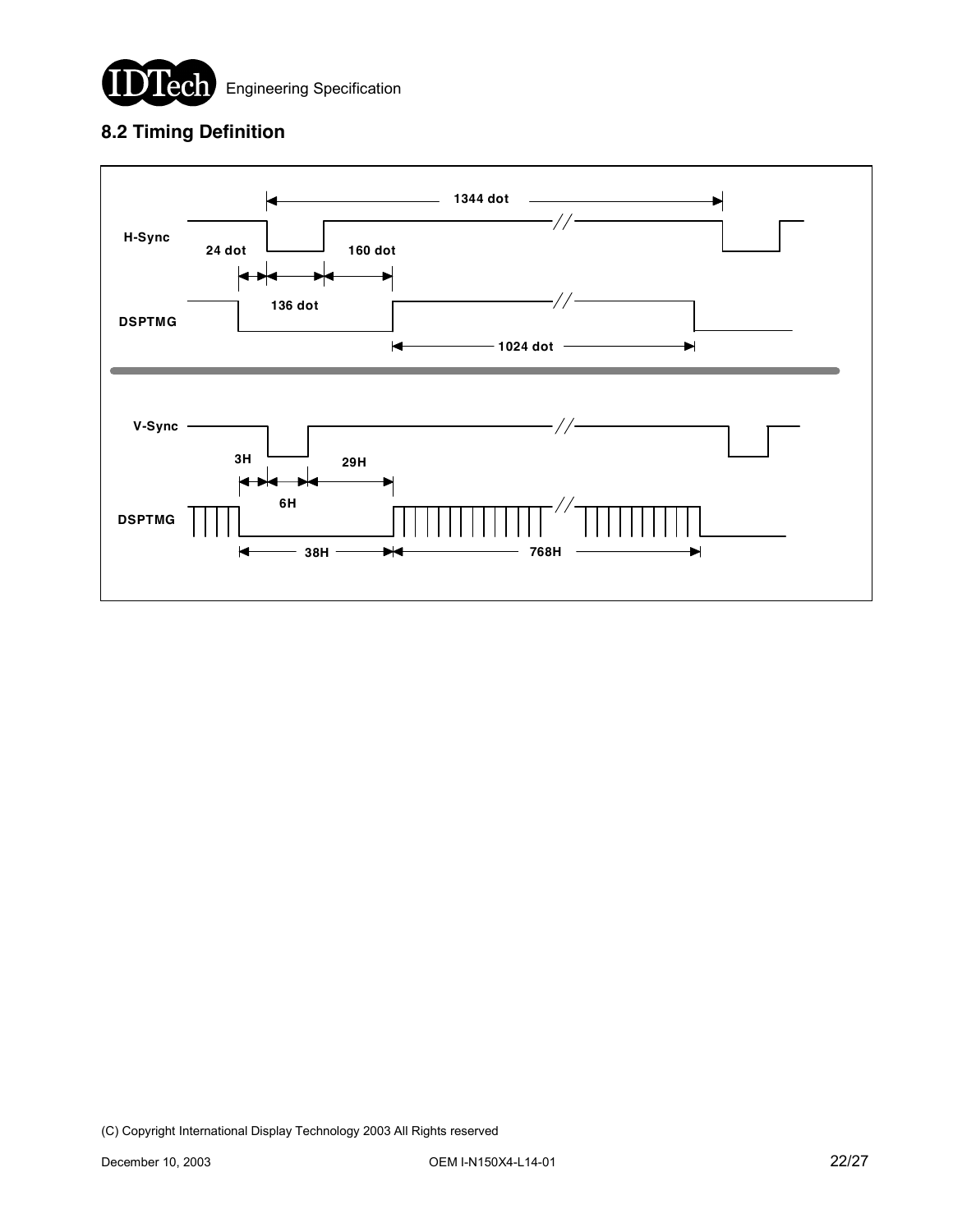## 8.2 Timing Definition

H-Sync

24 dot

136 dot

160 dot

1344 dot

DSPTMG

1024 dot

V-Sync

3H

6H

29H

DSPTMG

38H

768H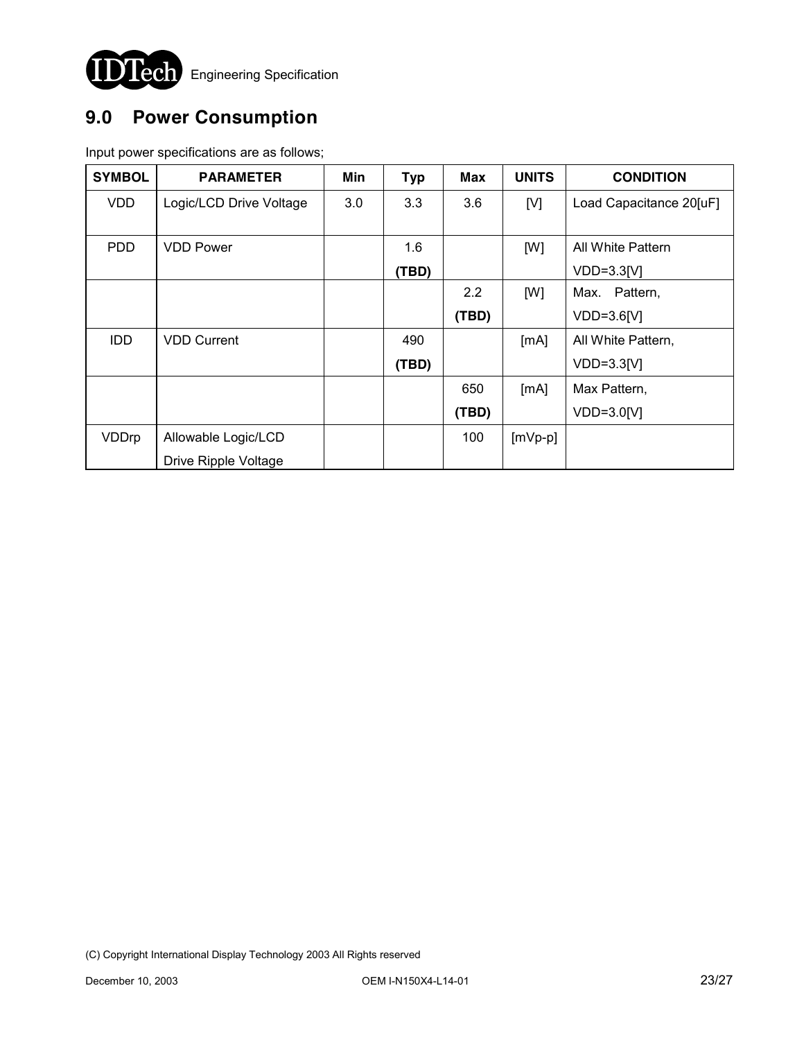## 9.0 Power Consumption

Input power specifications are as follows;

| SYMBOL | PARAMETER | Min | Typ | Max | UNITS | CONDITION |
|---|---|---|---|---|---|---|
| VDD | Logic/LCD Drive Voltage | 3.0 | 3.3 | 3.6 | [V] | Load Capacitance 20[uF] |
| PDD | VDD Power | | 1.6 **(TBD)** | | [W] | All White Pattern VDD=3.3[V] |
| | | | | 2.2 **(TBD)** | [W] | Max. Pattern, VDD=3.6[V] |
| IDD | VDD Current | | 490 **(TBD)** | | [mA] | All White Pattern, VDD=3.3[V] |
| | | | | 650 **(TBD)** | [mA] | Max Pattern, VDD=3.0[V] |
| VDDrp | Allowable Logic/LCD Drive Ripple Voltage | | | 100 | [mVp-p] | |

(C) Copyright International Display Technology 2003 All Rights reserved

December 10, 2003 OEM I-N150X4-L14-01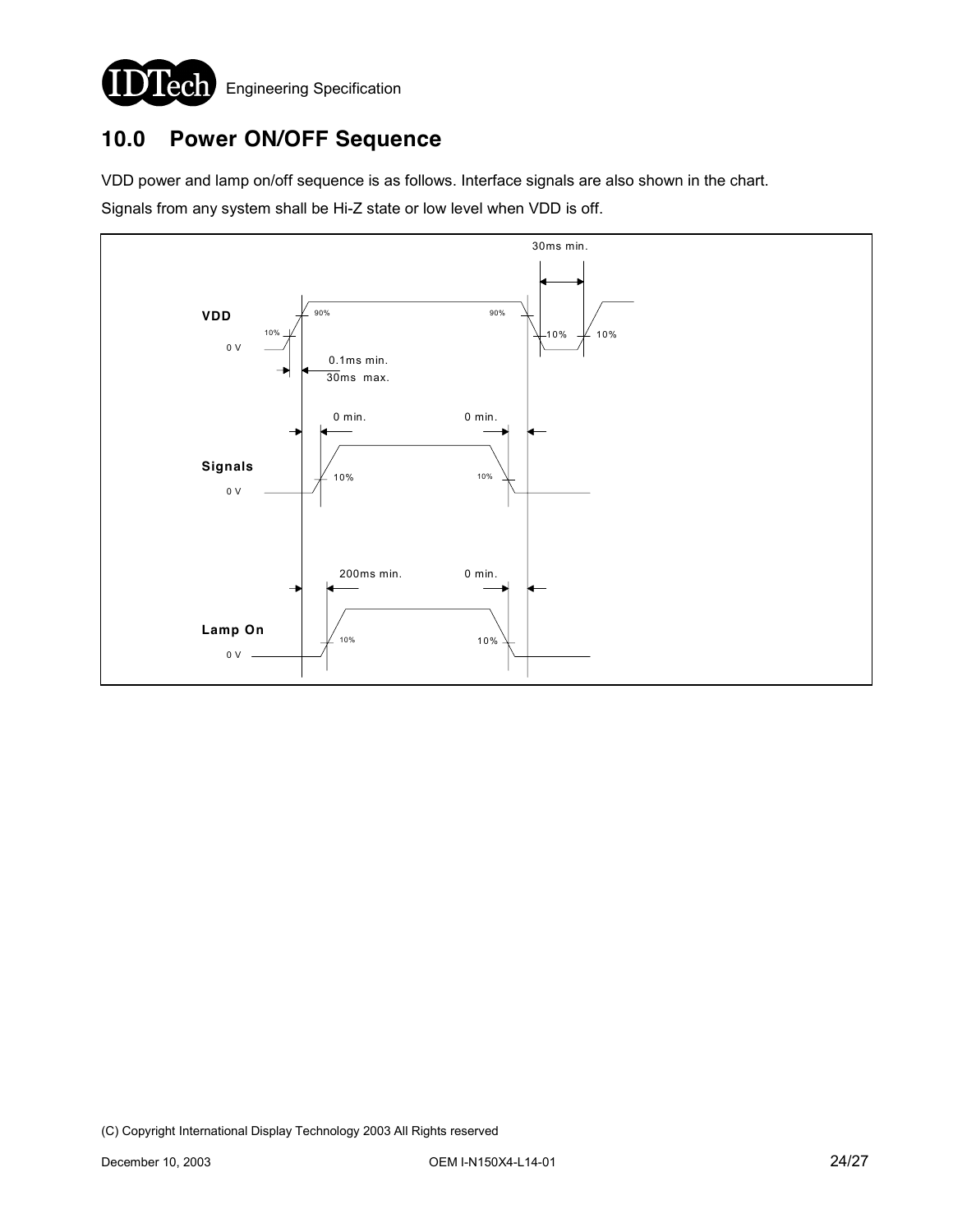## 10.0 Power ON/OFF Sequence

VDD power and lamp on/off sequence is as follows. Interface signals are also shown in the chart.

Signals from any system shall be Hi-Z state or low level when VDD is off.

30ms min.

VDD

0 V

10%

90%

90%

10%

10%

0.1ms min.

30ms max.

0 min.

0 min.

Signals

0 V

10%

10%

200ms min.

0 min.

Lamp On

0 V

10%

10%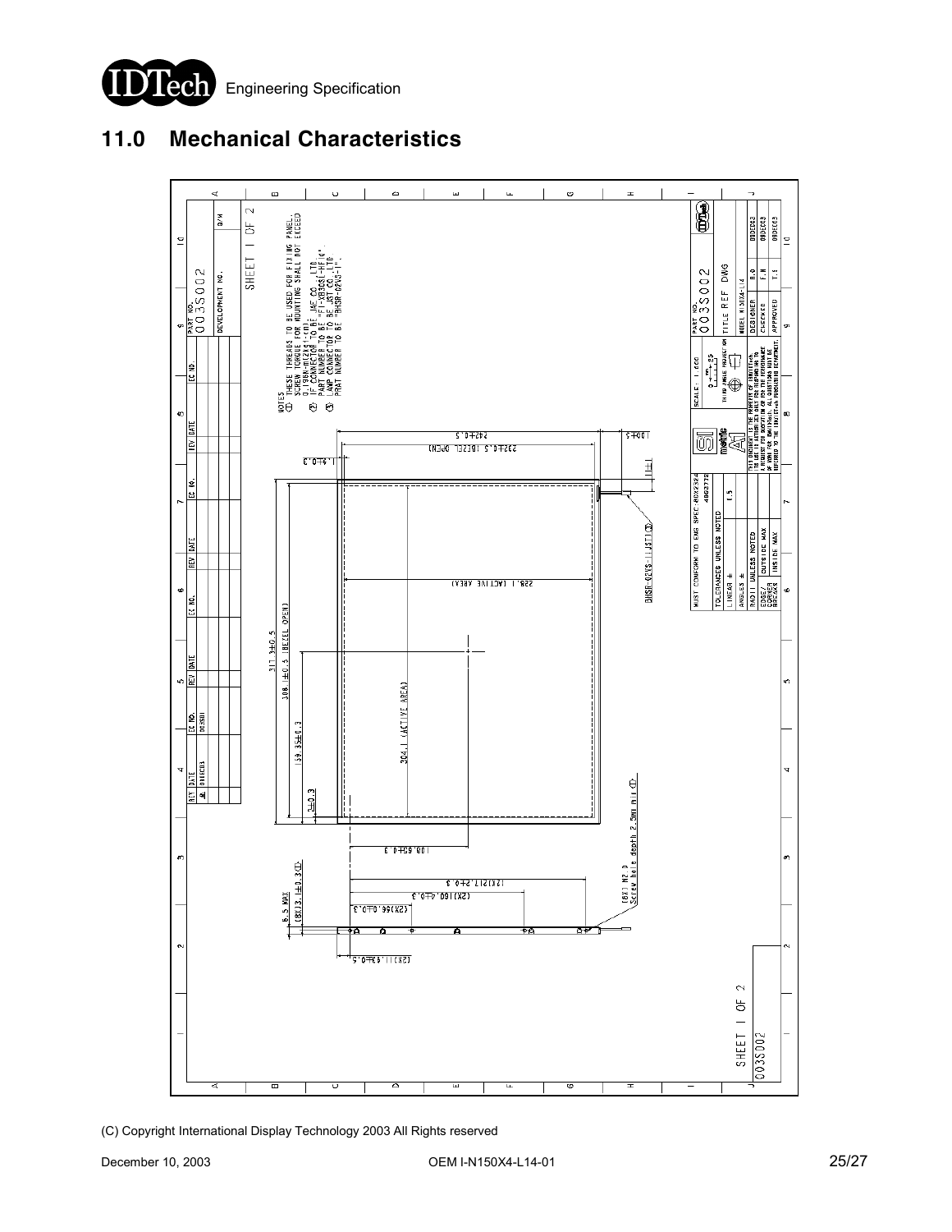## 11.0 Mechanical Characteristics

NOTES

① THESE THREADS TO BE USED FOR FIXING PANEL. SCREW TORQUE FOR MOUNTING SHALL NOT EXCEED 0.196N-m(2kgf-cm).

② IF CONNECTOR TO BE JAE CO.,LTD PART NUMBER TO BE "FI-XB30SL-HF10".

③ LAMP CONNECTOR TO BE JST CO.,LTD PRAT NUMBER TO BE "BHSR-02VS-1".

SHEET 1 OF 2

PART NO. 003S002

TITLE REF DWG

MODEL N150X4-L14

| DESIGNER | R.O | 09DEC03 |
|---|---|---|
| CHECKED | F.N | 09DEC03 |
| APPROVED | T.S | 09DEC03 |

MUST CONFORM TO ENG SPEC 4DX2324 / 4063772

| TOLERANCES UNLESS NOTED | |
|---|---|
| LINEAR ± | 0.5 |
| ANGLES ± | |
| RADII UNLESS NOTED | |
| EDGES/CORNER BREAKS | OUTSIDE MAX / INSIDE MAX |

SCALE: 1.000

THIRD ANGLE PROJECTION

THIS DOCUMENT IS THE PROPERTY OF IDTech AND IS TO BE USED SOLELY FOR PURPOSE OF PROCUREMENT AND PERFORMANCE OF WORK FOR IDTech. ALL QUESTIONS MUST BE REFERRED TO THE IDTech PROCUREMENT DEPARTMENT.

Dimensions: 242±0.5; 232±0.5 (BEZEL OPEN); 228.1 (ACTIVE AREA); 317.3±0.5; 311.3±0.5 (BEZEL OPEN); 308.1±0.5 (BEZEL OPEN); 304.1 (ACTIVE AREA); 159.3±0.3; 2±0.3; 1.4±0.3; 108.65±0.3; (2X)217.2±0.3; (2X)160.4±0.3; (2X)99.0±0.3; (2X)11.45±0.5; 6.5 MAX; (8X)3.1±0.3①; (6X) M2.0 Screw hole depth 2.5mm min ①; 10±0.5; 11±1; BHSR-02VS-1(JST)③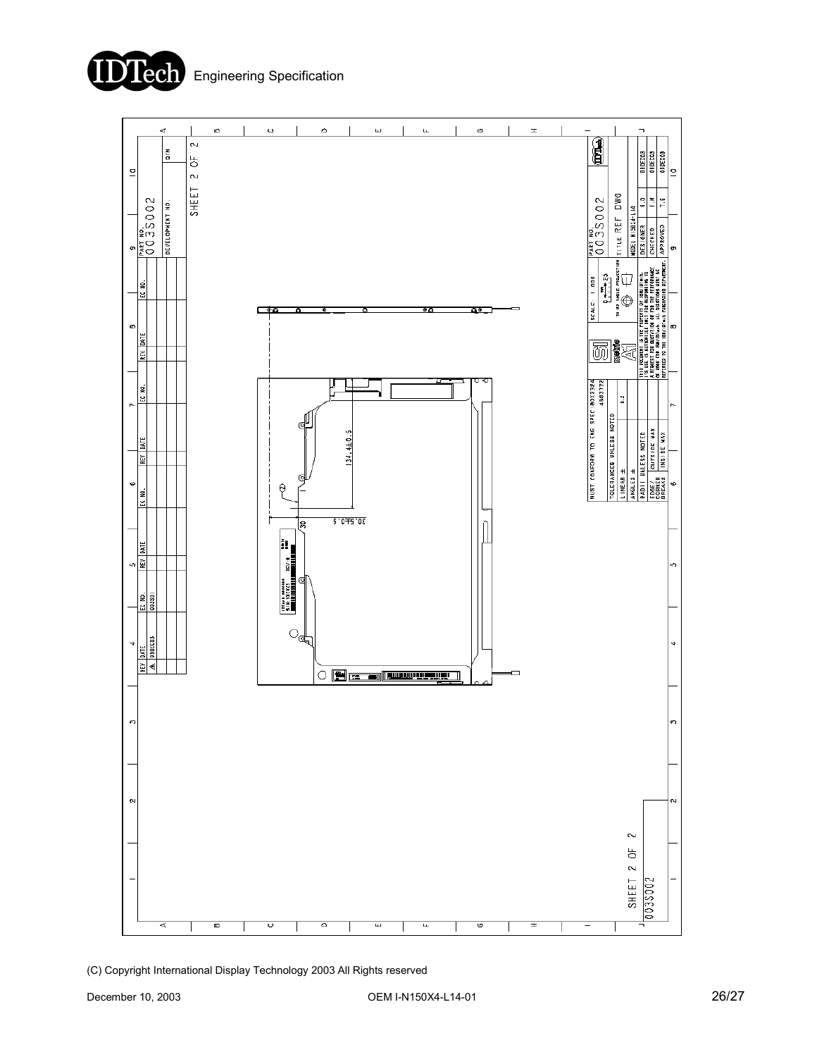SHEET 2 OF 2

PART NO. 003S002

DEVELOPMENT NO.

| REV | DATE | EC NO. |
|---|---|---|
| A | 09DEC03 | 003S01 |

134.4±0.5

30.64±0.5

30

MUST CONFORM TO ENG SPEC 4012324 4963772

TOLERANCES UNLESS NOTED

LINEAR ± 0.2

ANGLES ±

RADII UNLESS NOTED

EDGE/CORNER BREAKS: OUTSIDE MAX / INSIDE MAX

SCALE: 1.000

THIRD ANGLE PROJECTION

THIS DOCUMENT IS THE PROPERTY OF IDTech. ITS USE IS AUTHORIZED ONLY FOR RESPONDING TO A REQUEST FOR QUOTATION OR FOR THE PERFORMANCE OF WORK FOR IDTech. ALL QUESTIONS MUST BE REFERRED TO THE IDTech PURCHASING DEPARTMENT.

PART NO. 003S002

TITLE REF DWG

MODEL N150X4-L14

| | | |
|---|---|---|
| DESIGNER | I.O | 08DEC03 |
| CHECKED | I.K | 08DEC03 |
| APPROVED | T.A | 08DEC03 |

SHEET 2 OF 2

003S002

(C) Copyright International Display Technology 2003 All Rights reserved

December 10, 2003 OEM I-N150X4-L14-01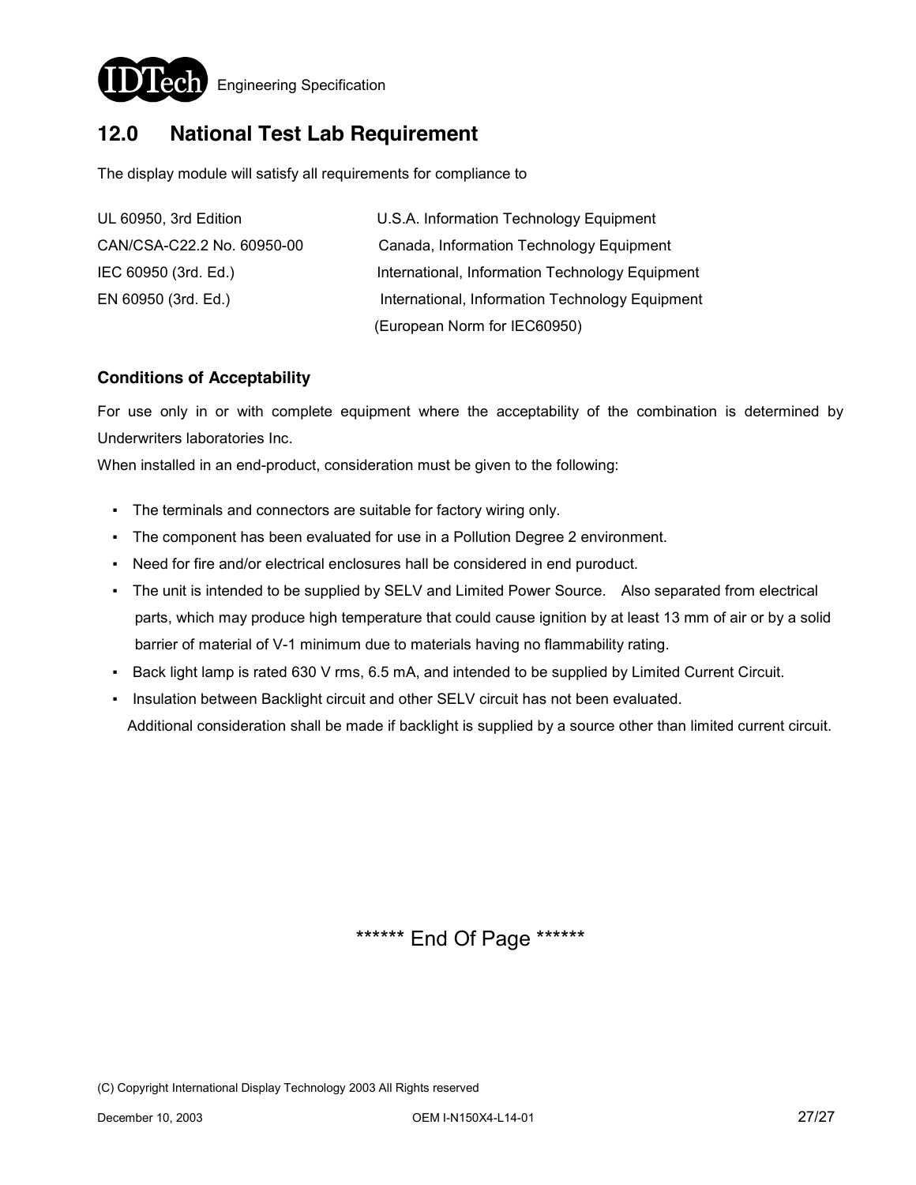## 12.0 National Test Lab Requirement

The display module will satisfy all requirements for compliance to

| | |
|---|---|
| UL 60950, 3rd Edition | U.S.A. Information Technology Equipment |
| CAN/CSA-C22.2 No. 60950-00 | Canada, Information Technology Equipment |
| IEC 60950 (3rd. Ed.) | International, Information Technology Equipment |
| EN 60950 (3rd. Ed.) | International, Information Technology Equipment (European Norm for IEC60950) |

### Conditions of Acceptability

For use only in or with complete equipment where the acceptability of the combination is determined by Underwriters laboratories Inc.

When installed in an end-product, consideration must be given to the following:

- The terminals and connectors are suitable for factory wiring only.
- The component has been evaluated for use in a Pollution Degree 2 environment.
- Need for fire and/or electrical enclosures hall be considered in end puroduct.
- The unit is intended to be supplied by SELV and Limited Power Source. Also separated from electrical parts, which may produce high temperature that could cause ignition by at least 13 mm of air or by a solid barrier of material of V-1 minimum due to materials having no flammability rating.
- Back light lamp is rated 630 V rms, 6.5 mA, and intended to be supplied by Limited Current Circuit.
- Insulation between Backlight circuit and other SELV circuit has not been evaluated.
  Additional consideration shall be made if backlight is supplied by a source other than limited current circuit.

****** End Of Page ******

(C) Copyright International Display Technology 2003 All Rights reserved

December 10, 2003 OEM I-N150X4-L14-01